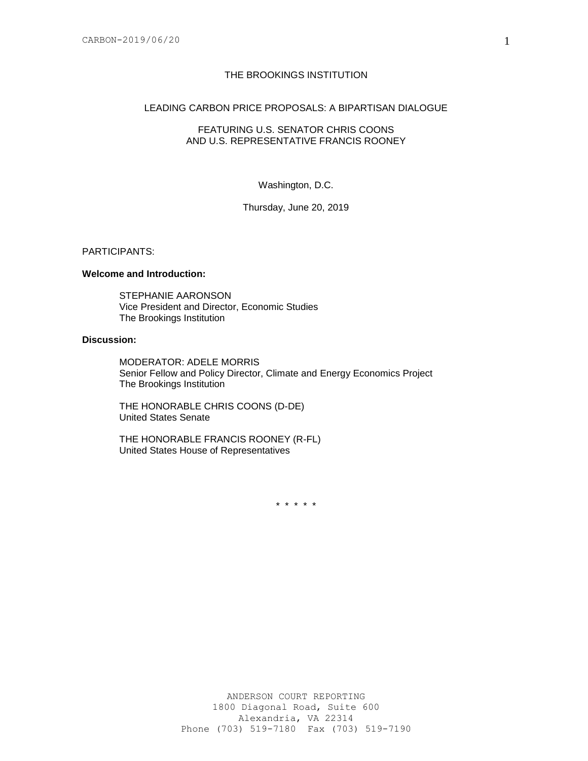# THE BROOKINGS INSTITUTION

## LEADING CARBON PRICE PROPOSALS: A BIPARTISAN DIALOGUE

### FEATURING U.S. SENATOR CHRIS COONS AND U.S. REPRESENTATIVE FRANCIS ROONEY

Washington, D.C.

Thursday, June 20, 2019

PARTICIPANTS:

**Welcome and Introduction:**

STEPHANIE AARONSON
Vice President and Director, Economic Studies
The Brookings Institution

**Discussion:**

MODERATOR: ADELE MORRIS
Senior Fellow and Policy Director, Climate and Energy Economics Project
The Brookings Institution

THE HONORABLE CHRIS COONS (D-DE)
United States Senate

THE HONORABLE FRANCIS ROONEY (R-FL)
United States House of Representatives

* * * * *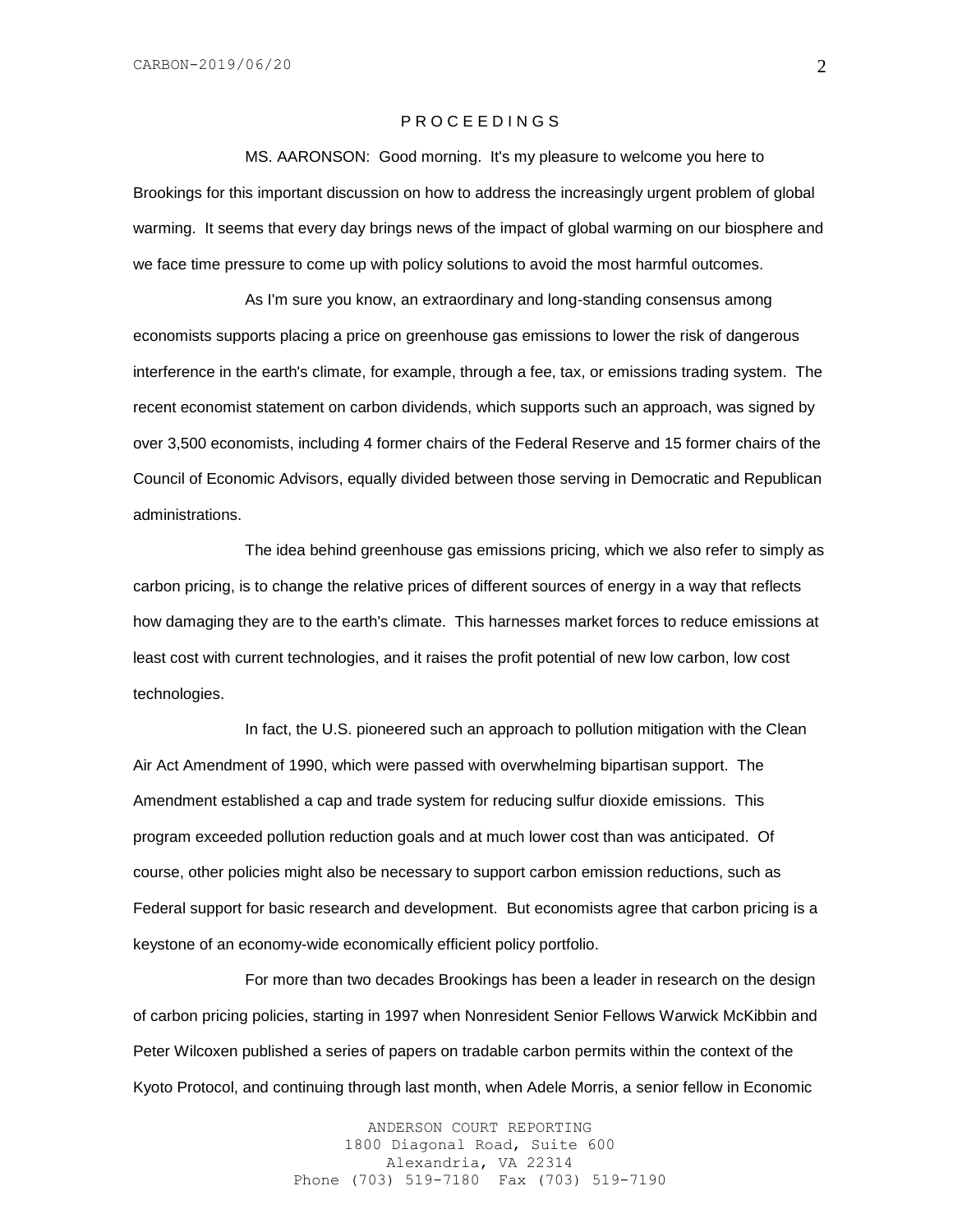P R O C E E D I N G S

MS. AARONSON: Good morning. It's my pleasure to welcome you here to Brookings for this important discussion on how to address the increasingly urgent problem of global warming. It seems that every day brings news of the impact of global warming on our biosphere and we face time pressure to come up with policy solutions to avoid the most harmful outcomes.

As I'm sure you know, an extraordinary and long-standing consensus among economists supports placing a price on greenhouse gas emissions to lower the risk of dangerous interference in the earth's climate, for example, through a fee, tax, or emissions trading system. The recent economist statement on carbon dividends, which supports such an approach, was signed by over 3,500 economists, including 4 former chairs of the Federal Reserve and 15 former chairs of the Council of Economic Advisors, equally divided between those serving in Democratic and Republican administrations.

The idea behind greenhouse gas emissions pricing, which we also refer to simply as carbon pricing, is to change the relative prices of different sources of energy in a way that reflects how damaging they are to the earth's climate. This harnesses market forces to reduce emissions at least cost with current technologies, and it raises the profit potential of new low carbon, low cost technologies.

In fact, the U.S. pioneered such an approach to pollution mitigation with the Clean Air Act Amendment of 1990, which were passed with overwhelming bipartisan support. The Amendment established a cap and trade system for reducing sulfur dioxide emissions. This program exceeded pollution reduction goals and at much lower cost than was anticipated. Of course, other policies might also be necessary to support carbon emission reductions, such as Federal support for basic research and development. But economists agree that carbon pricing is a keystone of an economy-wide economically efficient policy portfolio.

For more than two decades Brookings has been a leader in research on the design of carbon pricing policies, starting in 1997 when Nonresident Senior Fellows Warwick McKibbin and Peter Wilcoxen published a series of papers on tradable carbon permits within the context of the Kyoto Protocol, and continuing through last month, when Adele Morris, a senior fellow in Economic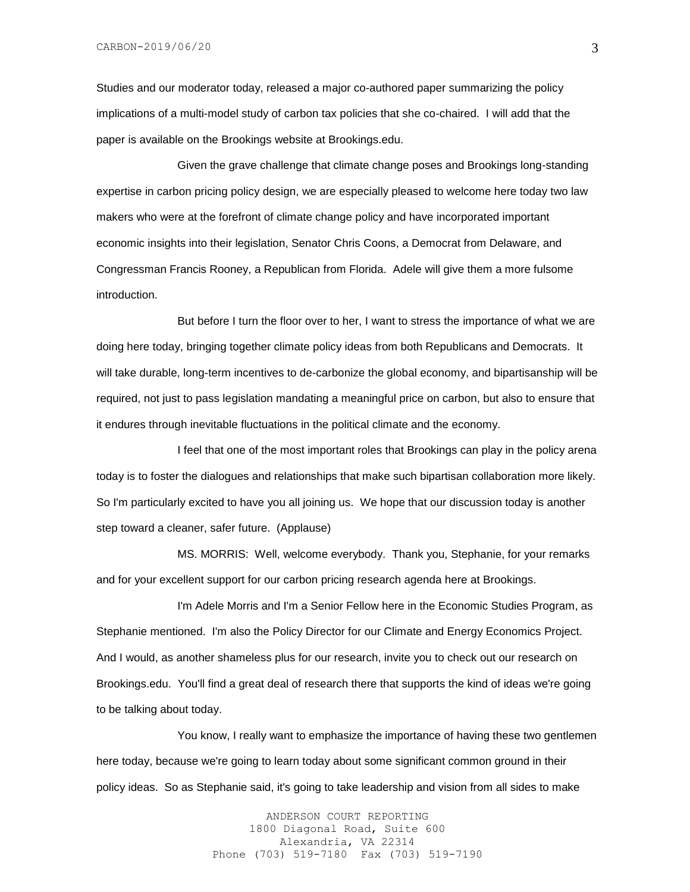Studies and our moderator today, released a major co-authored paper summarizing the policy implications of a multi-model study of carbon tax policies that she co-chaired. I will add that the paper is available on the Brookings website at Brookings.edu.

Given the grave challenge that climate change poses and Brookings long-standing expertise in carbon pricing policy design, we are especially pleased to welcome here today two law makers who were at the forefront of climate change policy and have incorporated important economic insights into their legislation, Senator Chris Coons, a Democrat from Delaware, and Congressman Francis Rooney, a Republican from Florida. Adele will give them a more fulsome introduction.

But before I turn the floor over to her, I want to stress the importance of what we are doing here today, bringing together climate policy ideas from both Republicans and Democrats. It will take durable, long-term incentives to de-carbonize the global economy, and bipartisanship will be required, not just to pass legislation mandating a meaningful price on carbon, but also to ensure that it endures through inevitable fluctuations in the political climate and the economy.

I feel that one of the most important roles that Brookings can play in the policy arena today is to foster the dialogues and relationships that make such bipartisan collaboration more likely. So I'm particularly excited to have you all joining us. We hope that our discussion today is another step toward a cleaner, safer future. (Applause)

MS. MORRIS: Well, welcome everybody. Thank you, Stephanie, for your remarks and for your excellent support for our carbon pricing research agenda here at Brookings.

I'm Adele Morris and I'm a Senior Fellow here in the Economic Studies Program, as Stephanie mentioned. I'm also the Policy Director for our Climate and Energy Economics Project. And I would, as another shameless plus for our research, invite you to check out our research on Brookings.edu. You'll find a great deal of research there that supports the kind of ideas we're going to be talking about today.

You know, I really want to emphasize the importance of having these two gentlemen here today, because we're going to learn today about some significant common ground in their policy ideas. So as Stephanie said, it's going to take leadership and vision from all sides to make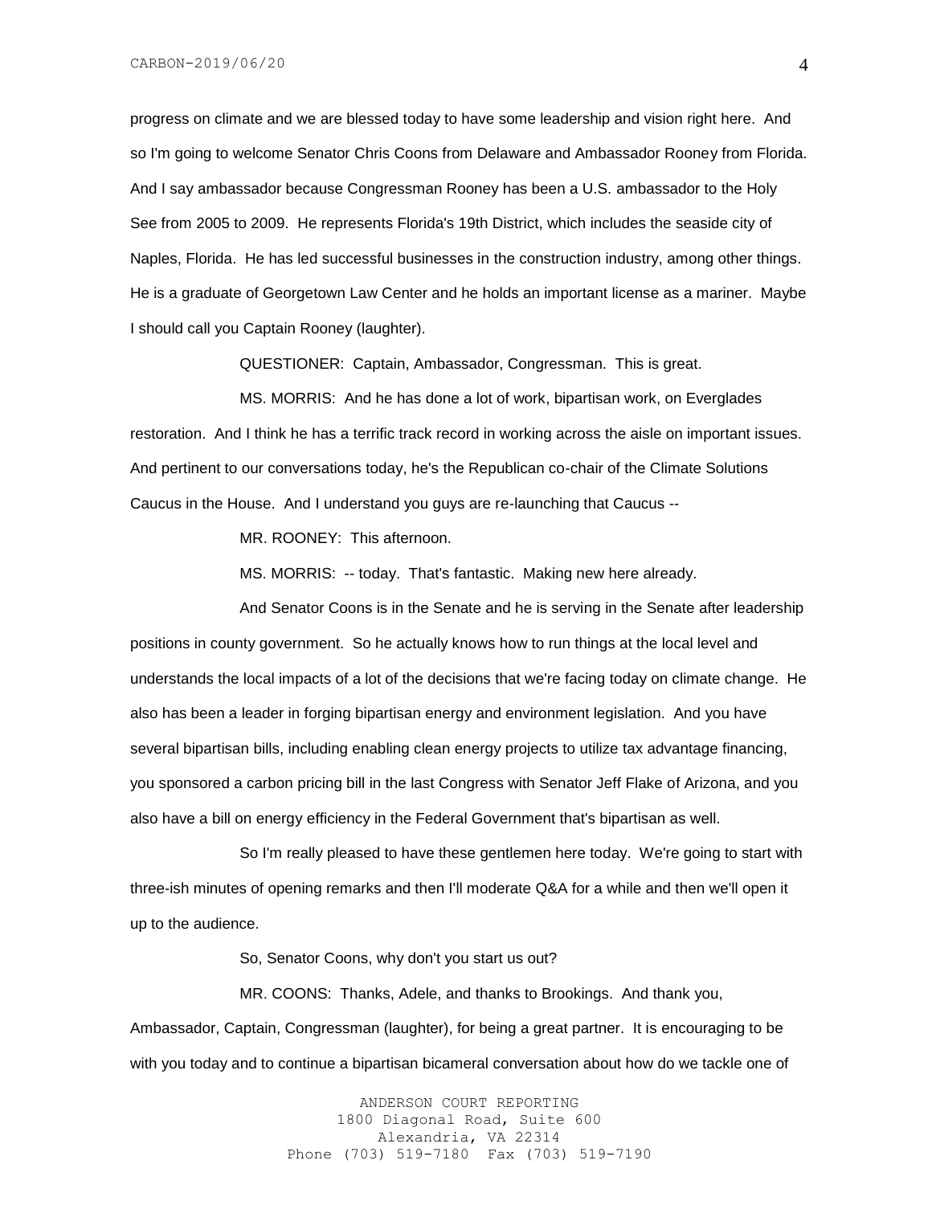progress on climate and we are blessed today to have some leadership and vision right here. And so I'm going to welcome Senator Chris Coons from Delaware and Ambassador Rooney from Florida. And I say ambassador because Congressman Rooney has been a U.S. ambassador to the Holy See from 2005 to 2009. He represents Florida's 19th District, which includes the seaside city of Naples, Florida. He has led successful businesses in the construction industry, among other things. He is a graduate of Georgetown Law Center and he holds an important license as a mariner. Maybe I should call you Captain Rooney (laughter).

QUESTIONER: Captain, Ambassador, Congressman. This is great.

MS. MORRIS: And he has done a lot of work, bipartisan work, on Everglades restoration. And I think he has a terrific track record in working across the aisle on important issues. And pertinent to our conversations today, he's the Republican co-chair of the Climate Solutions Caucus in the House. And I understand you guys are re-launching that Caucus --

MR. ROONEY: This afternoon.

MS. MORRIS: -- today. That's fantastic. Making new here already.

And Senator Coons is in the Senate and he is serving in the Senate after leadership positions in county government. So he actually knows how to run things at the local level and understands the local impacts of a lot of the decisions that we're facing today on climate change. He also has been a leader in forging bipartisan energy and environment legislation. And you have several bipartisan bills, including enabling clean energy projects to utilize tax advantage financing, you sponsored a carbon pricing bill in the last Congress with Senator Jeff Flake of Arizona, and you also have a bill on energy efficiency in the Federal Government that's bipartisan as well.

So I'm really pleased to have these gentlemen here today. We're going to start with three-ish minutes of opening remarks and then I'll moderate Q&A for a while and then we'll open it up to the audience.

So, Senator Coons, why don't you start us out?

MR. COONS: Thanks, Adele, and thanks to Brookings. And thank you, Ambassador, Captain, Congressman (laughter), for being a great partner. It is encouraging to be with you today and to continue a bipartisan bicameral conversation about how do we tackle one of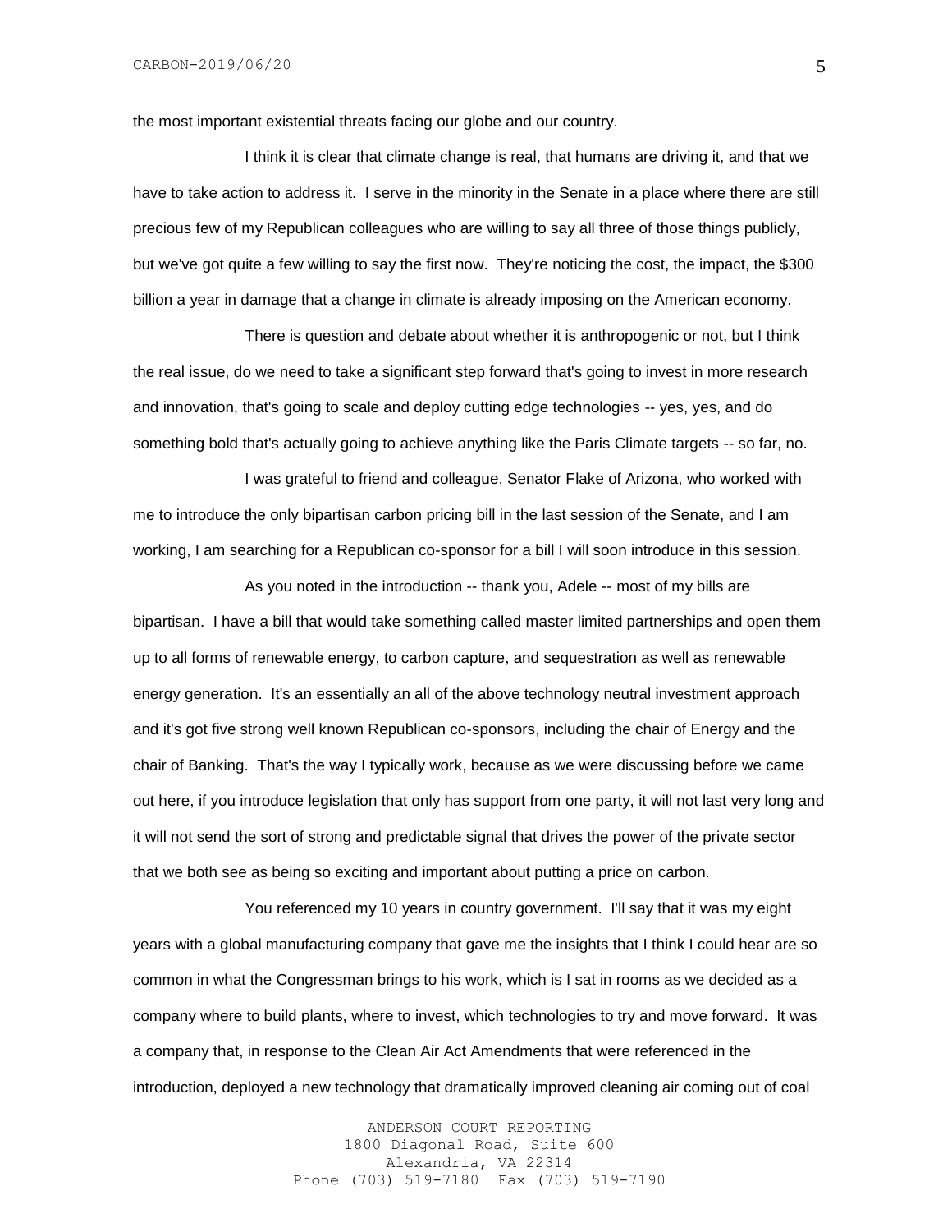the most important existential threats facing our globe and our country.

I think it is clear that climate change is real, that humans are driving it, and that we have to take action to address it. I serve in the minority in the Senate in a place where there are still precious few of my Republican colleagues who are willing to say all three of those things publicly, but we've got quite a few willing to say the first now. They're noticing the cost, the impact, the $300 billion a year in damage that a change in climate is already imposing on the American economy.

There is question and debate about whether it is anthropogenic or not, but I think the real issue, do we need to take a significant step forward that's going to invest in more research and innovation, that's going to scale and deploy cutting edge technologies -- yes, yes, and do something bold that's actually going to achieve anything like the Paris Climate targets -- so far, no.

I was grateful to friend and colleague, Senator Flake of Arizona, who worked with me to introduce the only bipartisan carbon pricing bill in the last session of the Senate, and I am working, I am searching for a Republican co-sponsor for a bill I will soon introduce in this session.

As you noted in the introduction -- thank you, Adele -- most of my bills are bipartisan. I have a bill that would take something called master limited partnerships and open them up to all forms of renewable energy, to carbon capture, and sequestration as well as renewable energy generation. It's an essentially an all of the above technology neutral investment approach and it's got five strong well known Republican co-sponsors, including the chair of Energy and the chair of Banking. That's the way I typically work, because as we were discussing before we came out here, if you introduce legislation that only has support from one party, it will not last very long and it will not send the sort of strong and predictable signal that drives the power of the private sector that we both see as being so exciting and important about putting a price on carbon.

You referenced my 10 years in country government. I'll say that it was my eight years with a global manufacturing company that gave me the insights that I think I could hear are so common in what the Congressman brings to his work, which is I sat in rooms as we decided as a company where to build plants, where to invest, which technologies to try and move forward. It was a company that, in response to the Clean Air Act Amendments that were referenced in the introduction, deployed a new technology that dramatically improved cleaning air coming out of coal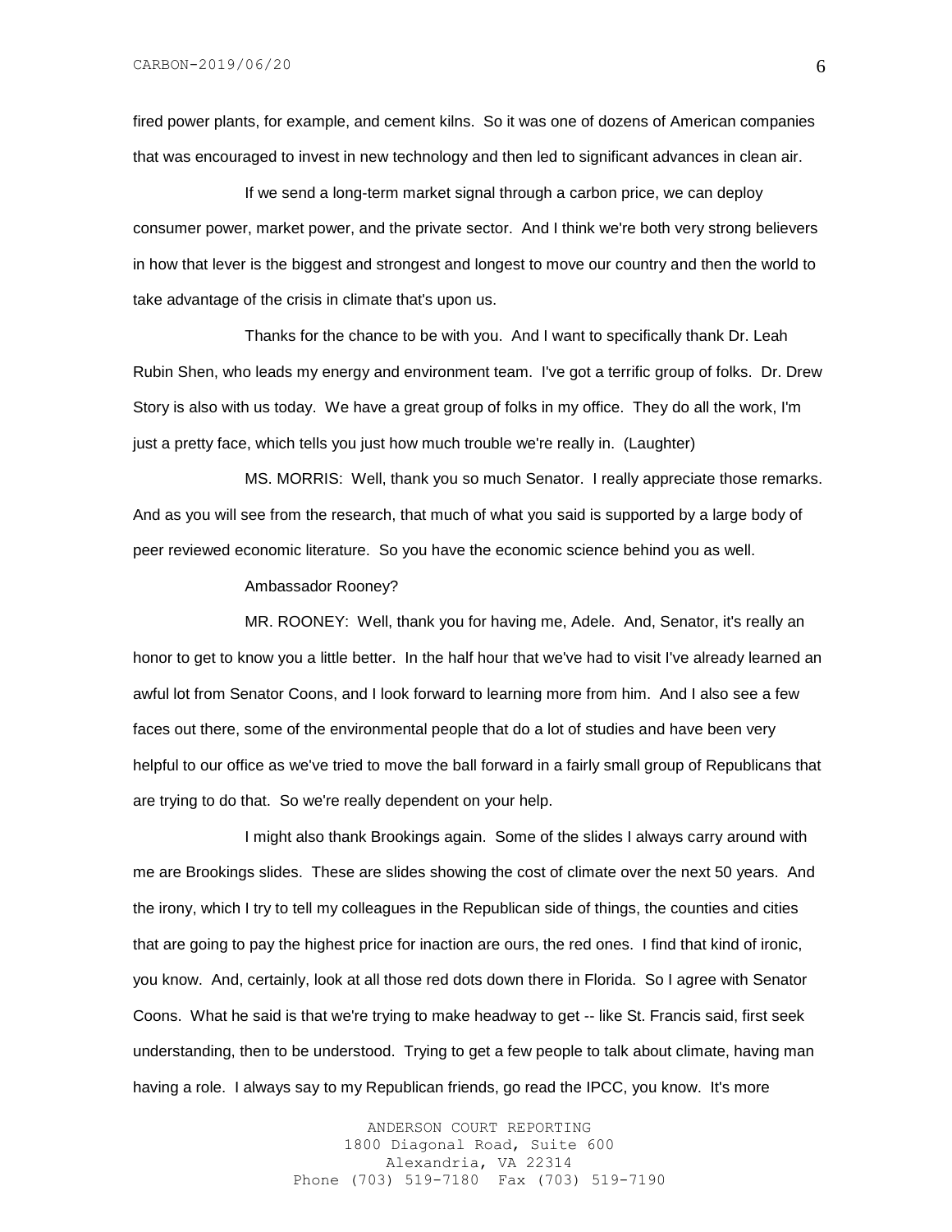fired power plants, for example, and cement kilns. So it was one of dozens of American companies that was encouraged to invest in new technology and then led to significant advances in clean air.

If we send a long-term market signal through a carbon price, we can deploy consumer power, market power, and the private sector. And I think we're both very strong believers in how that lever is the biggest and strongest and longest to move our country and then the world to take advantage of the crisis in climate that's upon us.

Thanks for the chance to be with you. And I want to specifically thank Dr. Leah Rubin Shen, who leads my energy and environment team. I've got a terrific group of folks. Dr. Drew Story is also with us today. We have a great group of folks in my office. They do all the work, I'm just a pretty face, which tells you just how much trouble we're really in. (Laughter)

MS. MORRIS: Well, thank you so much Senator. I really appreciate those remarks. And as you will see from the research, that much of what you said is supported by a large body of peer reviewed economic literature. So you have the economic science behind you as well.

Ambassador Rooney?

MR. ROONEY: Well, thank you for having me, Adele. And, Senator, it's really an honor to get to know you a little better. In the half hour that we've had to visit I've already learned an awful lot from Senator Coons, and I look forward to learning more from him. And I also see a few faces out there, some of the environmental people that do a lot of studies and have been very helpful to our office as we've tried to move the ball forward in a fairly small group of Republicans that are trying to do that. So we're really dependent on your help.

I might also thank Brookings again. Some of the slides I always carry around with me are Brookings slides. These are slides showing the cost of climate over the next 50 years. And the irony, which I try to tell my colleagues in the Republican side of things, the counties and cities that are going to pay the highest price for inaction are ours, the red ones. I find that kind of ironic, you know. And, certainly, look at all those red dots down there in Florida. So I agree with Senator Coons. What he said is that we're trying to make headway to get -- like St. Francis said, first seek understanding, then to be understood. Trying to get a few people to talk about climate, having man having a role. I always say to my Republican friends, go read the IPCC, you know. It's more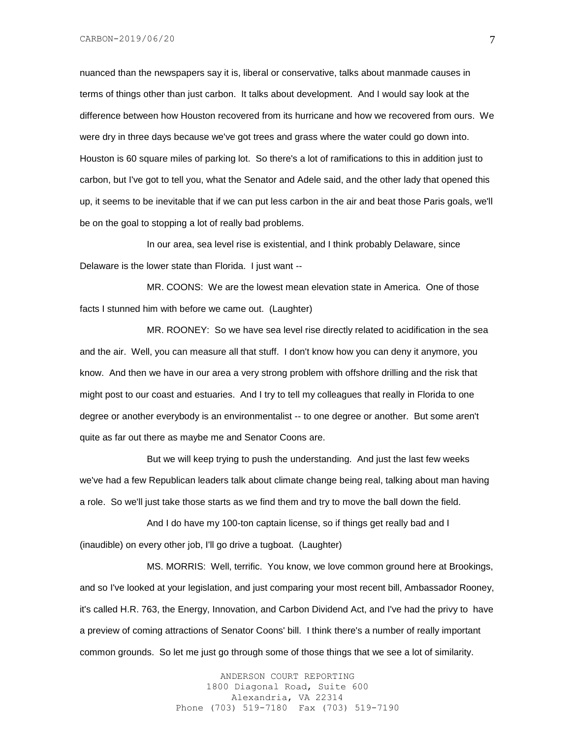nuanced than the newspapers say it is, liberal or conservative, talks about manmade causes in terms of things other than just carbon. It talks about development. And I would say look at the difference between how Houston recovered from its hurricane and how we recovered from ours. We were dry in three days because we've got trees and grass where the water could go down into. Houston is 60 square miles of parking lot. So there's a lot of ramifications to this in addition just to carbon, but I've got to tell you, what the Senator and Adele said, and the other lady that opened this up, it seems to be inevitable that if we can put less carbon in the air and beat those Paris goals, we'll be on the goal to stopping a lot of really bad problems.

In our area, sea level rise is existential, and I think probably Delaware, since Delaware is the lower state than Florida. I just want --

MR. COONS: We are the lowest mean elevation state in America. One of those facts I stunned him with before we came out. (Laughter)

MR. ROONEY: So we have sea level rise directly related to acidification in the sea and the air. Well, you can measure all that stuff. I don't know how you can deny it anymore, you know. And then we have in our area a very strong problem with offshore drilling and the risk that might post to our coast and estuaries. And I try to tell my colleagues that really in Florida to one degree or another everybody is an environmentalist -- to one degree or another. But some aren't quite as far out there as maybe me and Senator Coons are.

But we will keep trying to push the understanding. And just the last few weeks we've had a few Republican leaders talk about climate change being real, talking about man having a role. So we'll just take those starts as we find them and try to move the ball down the field.

And I do have my 100-ton captain license, so if things get really bad and I (inaudible) on every other job, I'll go drive a tugboat. (Laughter)

MS. MORRIS: Well, terrific. You know, we love common ground here at Brookings, and so I've looked at your legislation, and just comparing your most recent bill, Ambassador Rooney, it's called H.R. 763, the Energy, Innovation, and Carbon Dividend Act, and I've had the privy to have a preview of coming attractions of Senator Coons' bill. I think there's a number of really important common grounds. So let me just go through some of those things that we see a lot of similarity.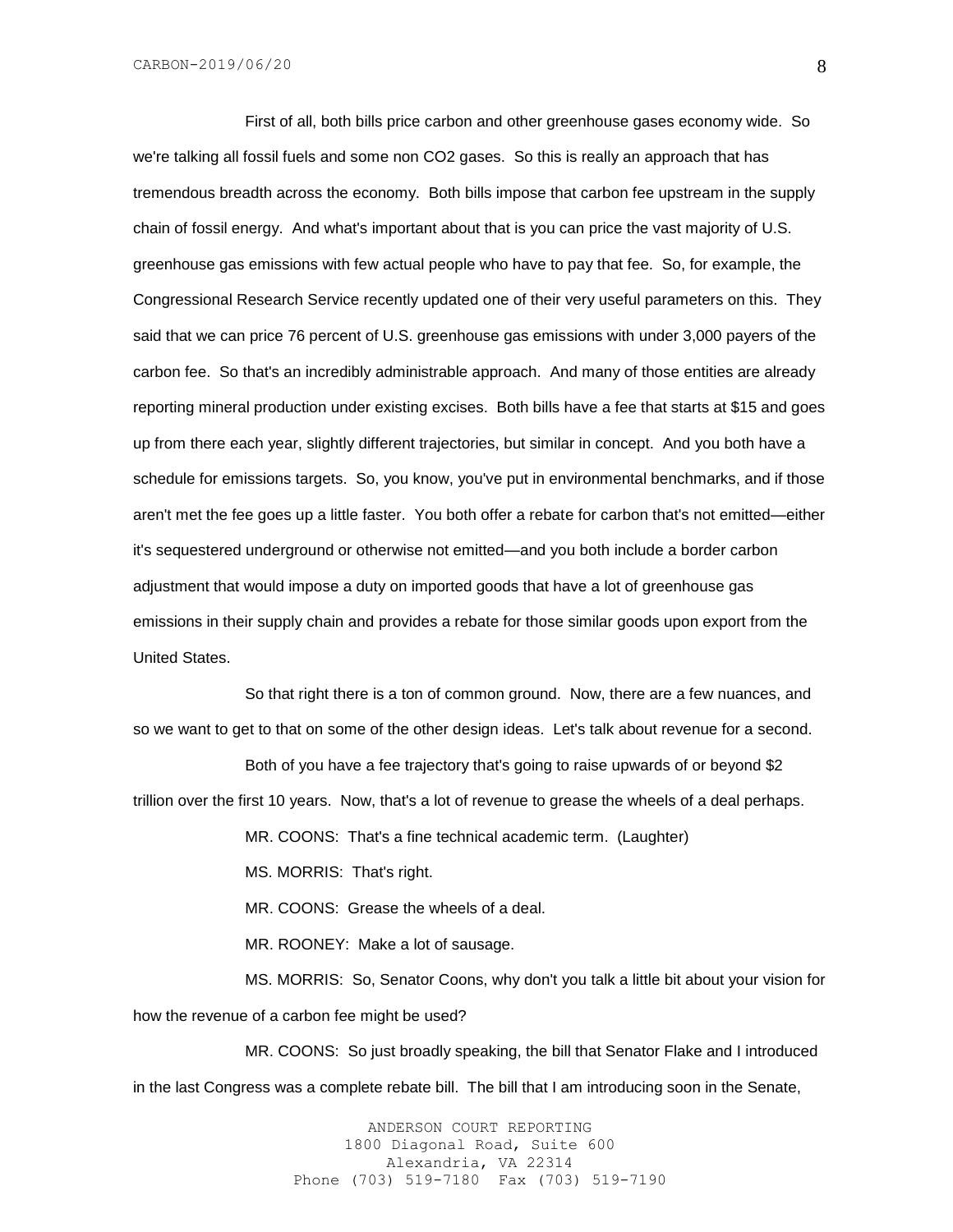First of all, both bills price carbon and other greenhouse gases economy wide. So we're talking all fossil fuels and some non $CO_2$ gases. So this is really an approach that has tremendous breadth across the economy. Both bills impose that carbon fee upstream in the supply chain of fossil energy. And what's important about that is you can price the vast majority of U.S. greenhouse gas emissions with few actual people who have to pay that fee. So, for example, the Congressional Research Service recently updated one of their very useful parameters on this. They said that we can price 76 percent of U.S. greenhouse gas emissions with under 3,000 payers of the carbon fee. So that's an incredibly administrable approach. And many of those entities are already reporting mineral production under existing excises. Both bills have a fee that starts at $15 and goes up from there each year, slightly different trajectories, but similar in concept. And you both have a schedule for emissions targets. So, you know, you've put in environmental benchmarks, and if those aren't met the fee goes up a little faster. You both offer a rebate for carbon that's not emitted—either it's sequestered underground or otherwise not emitted—and you both include a border carbon adjustment that would impose a duty on imported goods that have a lot of greenhouse gas emissions in their supply chain and provides a rebate for those similar goods upon export from the United States.

So that right there is a ton of common ground. Now, there are a few nuances, and so we want to get to that on some of the other design ideas. Let's talk about revenue for a second.

Both of you have a fee trajectory that's going to raise upwards of or beyond $2 trillion over the first 10 years. Now, that's a lot of revenue to grease the wheels of a deal perhaps.

MR. COONS: That's a fine technical academic term. (Laughter)

MS. MORRIS: That's right.

MR. COONS: Grease the wheels of a deal.

MR. ROONEY: Make a lot of sausage.

MS. MORRIS: So, Senator Coons, why don't you talk a little bit about your vision for how the revenue of a carbon fee might be used?

MR. COONS: So just broadly speaking, the bill that Senator Flake and I introduced in the last Congress was a complete rebate bill. The bill that I am introducing soon in the Senate,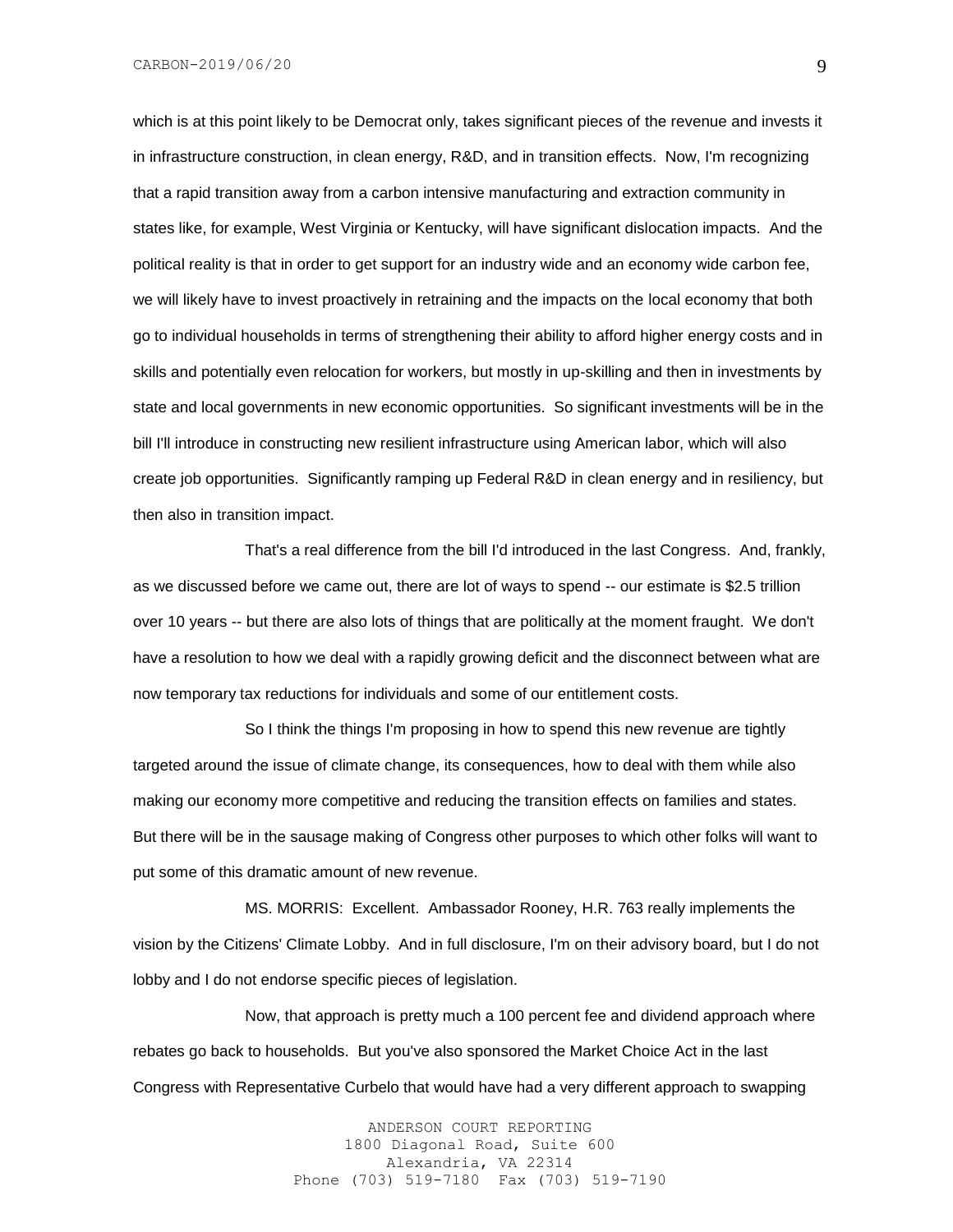which is at this point likely to be Democrat only, takes significant pieces of the revenue and invests it in infrastructure construction, in clean energy, R&D, and in transition effects. Now, I'm recognizing that a rapid transition away from a carbon intensive manufacturing and extraction community in states like, for example, West Virginia or Kentucky, will have significant dislocation impacts. And the political reality is that in order to get support for an industry wide and an economy wide carbon fee, we will likely have to invest proactively in retraining and the impacts on the local economy that both go to individual households in terms of strengthening their ability to afford higher energy costs and in skills and potentially even relocation for workers, but mostly in up-skilling and then in investments by state and local governments in new economic opportunities. So significant investments will be in the bill I'll introduce in constructing new resilient infrastructure using American labor, which will also create job opportunities. Significantly ramping up Federal R&D in clean energy and in resiliency, but then also in transition impact.

That's a real difference from the bill I'd introduced in the last Congress. And, frankly, as we discussed before we came out, there are lot of ways to spend -- our estimate is $2.5 trillion over 10 years -- but there are also lots of things that are politically at the moment fraught. We don't have a resolution to how we deal with a rapidly growing deficit and the disconnect between what are now temporary tax reductions for individuals and some of our entitlement costs.

So I think the things I'm proposing in how to spend this new revenue are tightly targeted around the issue of climate change, its consequences, how to deal with them while also making our economy more competitive and reducing the transition effects on families and states. But there will be in the sausage making of Congress other purposes to which other folks will want to put some of this dramatic amount of new revenue.

MS. MORRIS: Excellent. Ambassador Rooney, H.R. 763 really implements the vision by the Citizens' Climate Lobby. And in full disclosure, I'm on their advisory board, but I do not lobby and I do not endorse specific pieces of legislation.

Now, that approach is pretty much a 100 percent fee and dividend approach where rebates go back to households. But you've also sponsored the Market Choice Act in the last Congress with Representative Curbelo that would have had a very different approach to swapping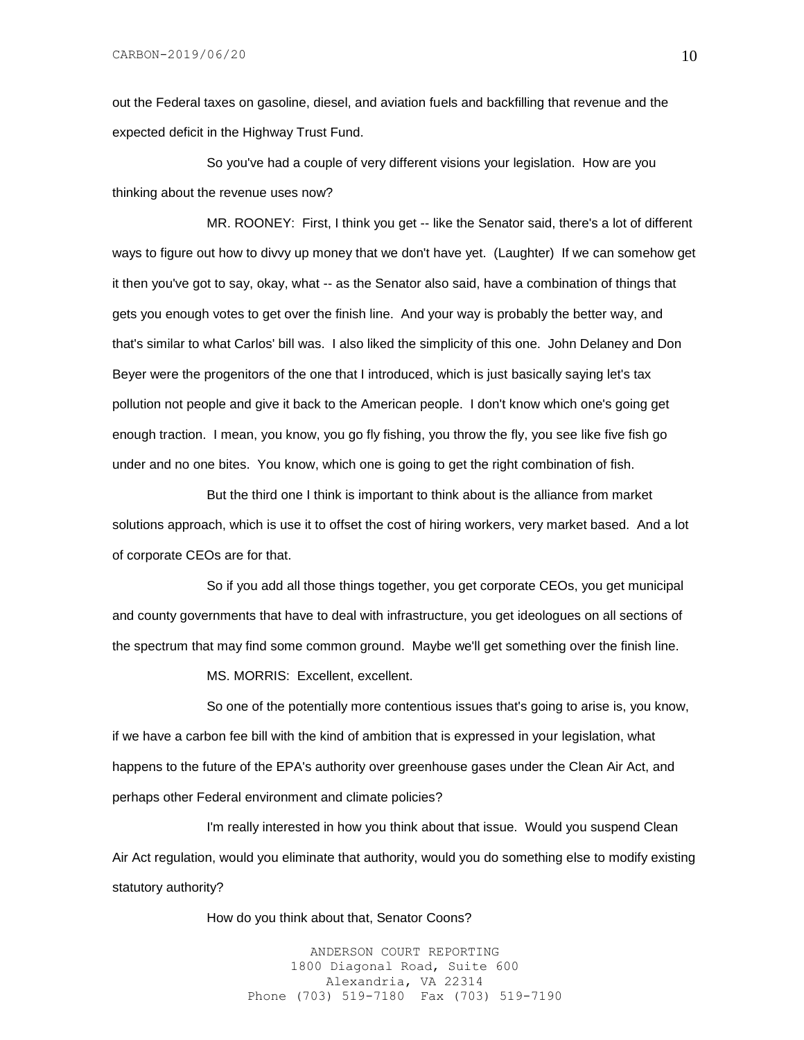out the Federal taxes on gasoline, diesel, and aviation fuels and backfilling that revenue and the expected deficit in the Highway Trust Fund.

So you've had a couple of very different visions your legislation. How are you thinking about the revenue uses now?

MR. ROONEY: First, I think you get -- like the Senator said, there's a lot of different ways to figure out how to divvy up money that we don't have yet. (Laughter) If we can somehow get it then you've got to say, okay, what -- as the Senator also said, have a combination of things that gets you enough votes to get over the finish line. And your way is probably the better way, and that's similar to what Carlos' bill was. I also liked the simplicity of this one. John Delaney and Don Beyer were the progenitors of the one that I introduced, which is just basically saying let's tax pollution not people and give it back to the American people. I don't know which one's going get enough traction. I mean, you know, you go fly fishing, you throw the fly, you see like five fish go under and no one bites. You know, which one is going to get the right combination of fish.

But the third one I think is important to think about is the alliance from market solutions approach, which is use it to offset the cost of hiring workers, very market based. And a lot of corporate CEOs are for that.

So if you add all those things together, you get corporate CEOs, you get municipal and county governments that have to deal with infrastructure, you get ideologues on all sections of the spectrum that may find some common ground. Maybe we'll get something over the finish line.

MS. MORRIS: Excellent, excellent.

So one of the potentially more contentious issues that's going to arise is, you know, if we have a carbon fee bill with the kind of ambition that is expressed in your legislation, what happens to the future of the EPA's authority over greenhouse gases under the Clean Air Act, and perhaps other Federal environment and climate policies?

I'm really interested in how you think about that issue. Would you suspend Clean Air Act regulation, would you eliminate that authority, would you do something else to modify existing statutory authority?

How do you think about that, Senator Coons?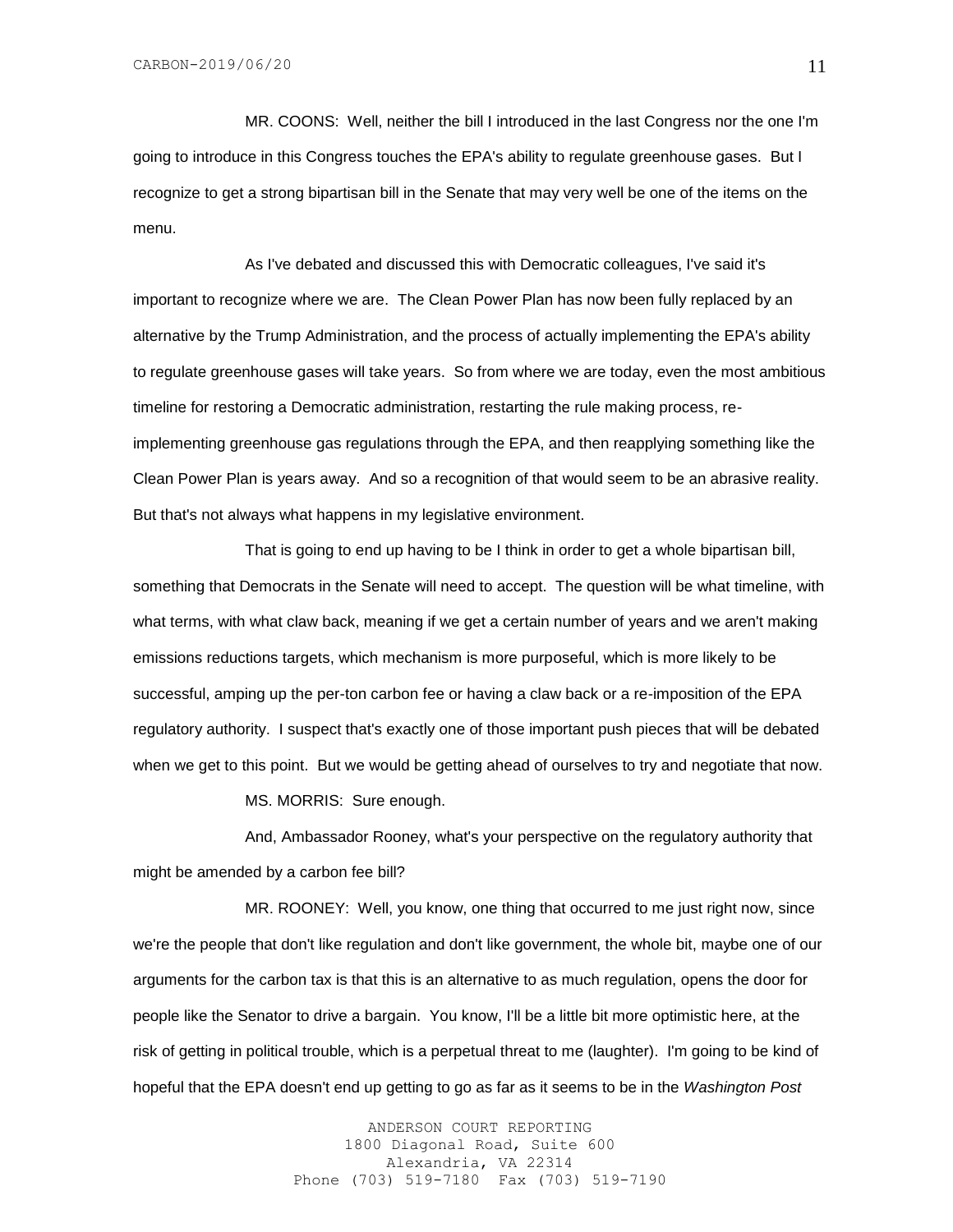MR. COONS: Well, neither the bill I introduced in the last Congress nor the one I'm going to introduce in this Congress touches the EPA's ability to regulate greenhouse gases. But I recognize to get a strong bipartisan bill in the Senate that may very well be one of the items on the menu.

As I've debated and discussed this with Democratic colleagues, I've said it's important to recognize where we are. The Clean Power Plan has now been fully replaced by an alternative by the Trump Administration, and the process of actually implementing the EPA's ability to regulate greenhouse gases will take years. So from where we are today, even the most ambitious timeline for restoring a Democratic administration, restarting the rule making process, re-implementing greenhouse gas regulations through the EPA, and then reapplying something like the Clean Power Plan is years away. And so a recognition of that would seem to be an abrasive reality. But that's not always what happens in my legislative environment.

That is going to end up having to be I think in order to get a whole bipartisan bill, something that Democrats in the Senate will need to accept. The question will be what timeline, with what terms, with what claw back, meaning if we get a certain number of years and we aren't making emissions reductions targets, which mechanism is more purposeful, which is more likely to be successful, amping up the per-ton carbon fee or having a claw back or a re-imposition of the EPA regulatory authority. I suspect that's exactly one of those important push pieces that will be debated when we get to this point. But we would be getting ahead of ourselves to try and negotiate that now.

MS. MORRIS: Sure enough.

And, Ambassador Rooney, what's your perspective on the regulatory authority that might be amended by a carbon fee bill?

MR. ROONEY: Well, you know, one thing that occurred to me just right now, since we're the people that don't like regulation and don't like government, the whole bit, maybe one of our arguments for the carbon tax is that this is an alternative to as much regulation, opens the door for people like the Senator to drive a bargain. You know, I'll be a little bit more optimistic here, at the risk of getting in political trouble, which is a perpetual threat to me (laughter). I'm going to be kind of hopeful that the EPA doesn't end up getting to go as far as it seems to be in the *Washington Post*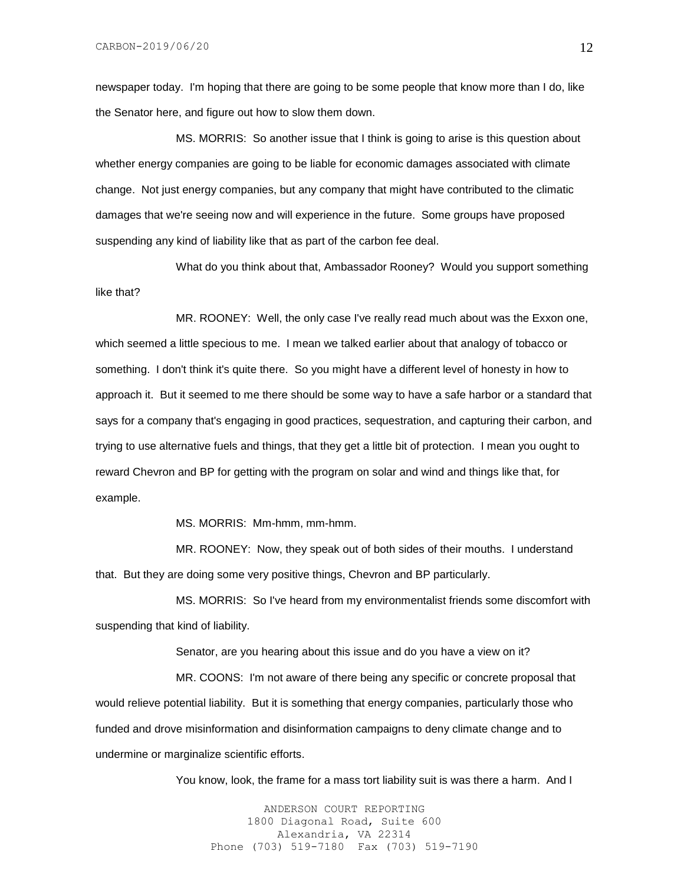newspaper today. I'm hoping that there are going to be some people that know more than I do, like the Senator here, and figure out how to slow them down.

MS. MORRIS: So another issue that I think is going to arise is this question about whether energy companies are going to be liable for economic damages associated with climate change. Not just energy companies, but any company that might have contributed to the climatic damages that we're seeing now and will experience in the future. Some groups have proposed suspending any kind of liability like that as part of the carbon fee deal.

What do you think about that, Ambassador Rooney? Would you support something like that?

MR. ROONEY: Well, the only case I've really read much about was the Exxon one, which seemed a little specious to me. I mean we talked earlier about that analogy of tobacco or something. I don't think it's quite there. So you might have a different level of honesty in how to approach it. But it seemed to me there should be some way to have a safe harbor or a standard that says for a company that's engaging in good practices, sequestration, and capturing their carbon, and trying to use alternative fuels and things, that they get a little bit of protection. I mean you ought to reward Chevron and BP for getting with the program on solar and wind and things like that, for example.

MS. MORRIS: Mm-hmm, mm-hmm.

MR. ROONEY: Now, they speak out of both sides of their mouths. I understand that. But they are doing some very positive things, Chevron and BP particularly.

MS. MORRIS: So I've heard from my environmentalist friends some discomfort with suspending that kind of liability.

Senator, are you hearing about this issue and do you have a view on it?

MR. COONS: I'm not aware of there being any specific or concrete proposal that would relieve potential liability. But it is something that energy companies, particularly those who funded and drove misinformation and disinformation campaigns to deny climate change and to undermine or marginalize scientific efforts.

You know, look, the frame for a mass tort liability suit is was there a harm. And I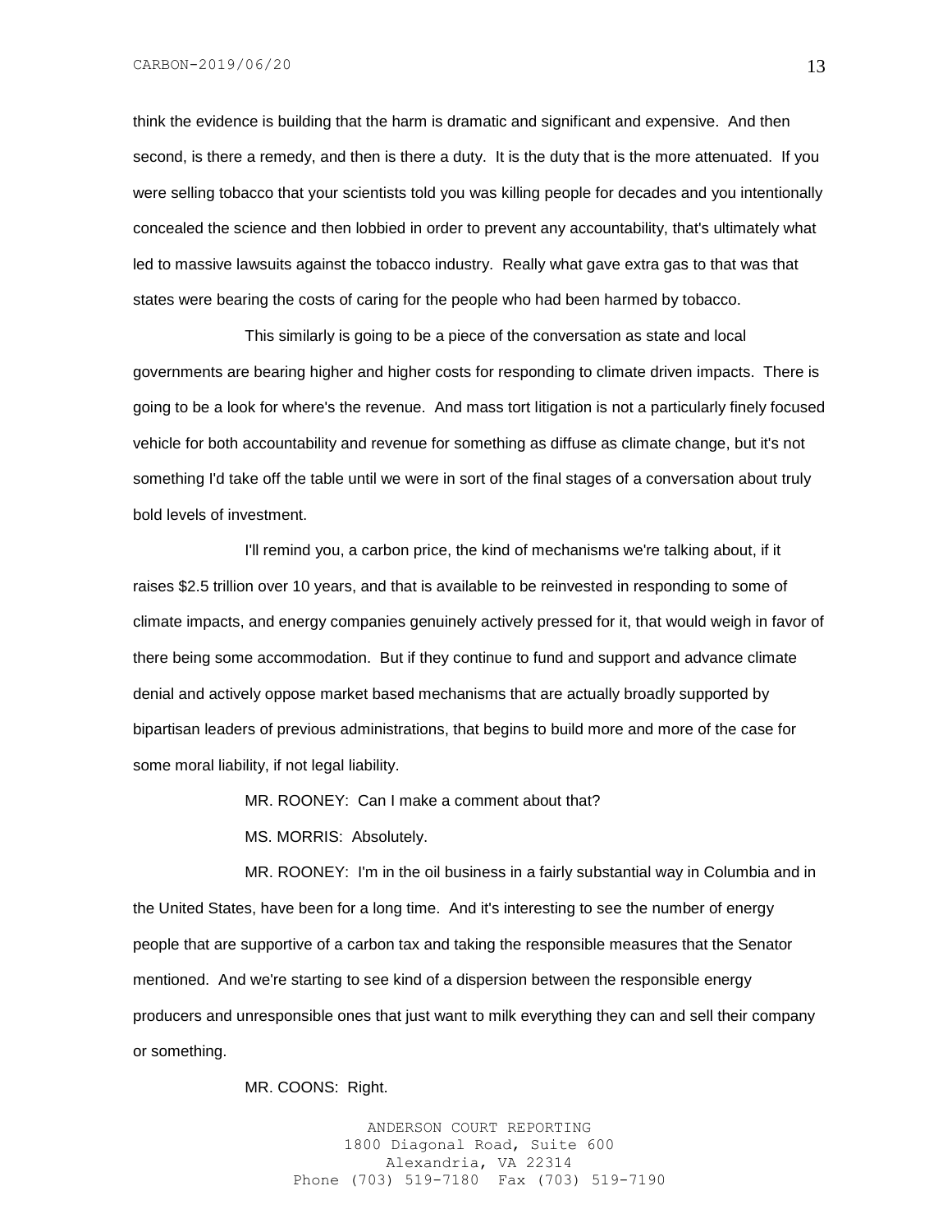think the evidence is building that the harm is dramatic and significant and expensive. And then second, is there a remedy, and then is there a duty. It is the duty that is the more attenuated. If you were selling tobacco that your scientists told you was killing people for decades and you intentionally concealed the science and then lobbied in order to prevent any accountability, that's ultimately what led to massive lawsuits against the tobacco industry. Really what gave extra gas to that was that states were bearing the costs of caring for the people who had been harmed by tobacco.

This similarly is going to be a piece of the conversation as state and local governments are bearing higher and higher costs for responding to climate driven impacts. There is going to be a look for where's the revenue. And mass tort litigation is not a particularly finely focused vehicle for both accountability and revenue for something as diffuse as climate change, but it's not something I'd take off the table until we were in sort of the final stages of a conversation about truly bold levels of investment.

I'll remind you, a carbon price, the kind of mechanisms we're talking about, if it raises $2.5 trillion over 10 years, and that is available to be reinvested in responding to some of climate impacts, and energy companies genuinely actively pressed for it, that would weigh in favor of there being some accommodation. But if they continue to fund and support and advance climate denial and actively oppose market based mechanisms that are actually broadly supported by bipartisan leaders of previous administrations, that begins to build more and more of the case for some moral liability, if not legal liability.

MR. ROONEY: Can I make a comment about that?

MS. MORRIS: Absolutely.

MR. ROONEY: I'm in the oil business in a fairly substantial way in Columbia and in the United States, have been for a long time. And it's interesting to see the number of energy people that are supportive of a carbon tax and taking the responsible measures that the Senator mentioned. And we're starting to see kind of a dispersion between the responsible energy producers and unresponsible ones that just want to milk everything they can and sell their company or something.

MR. COONS: Right.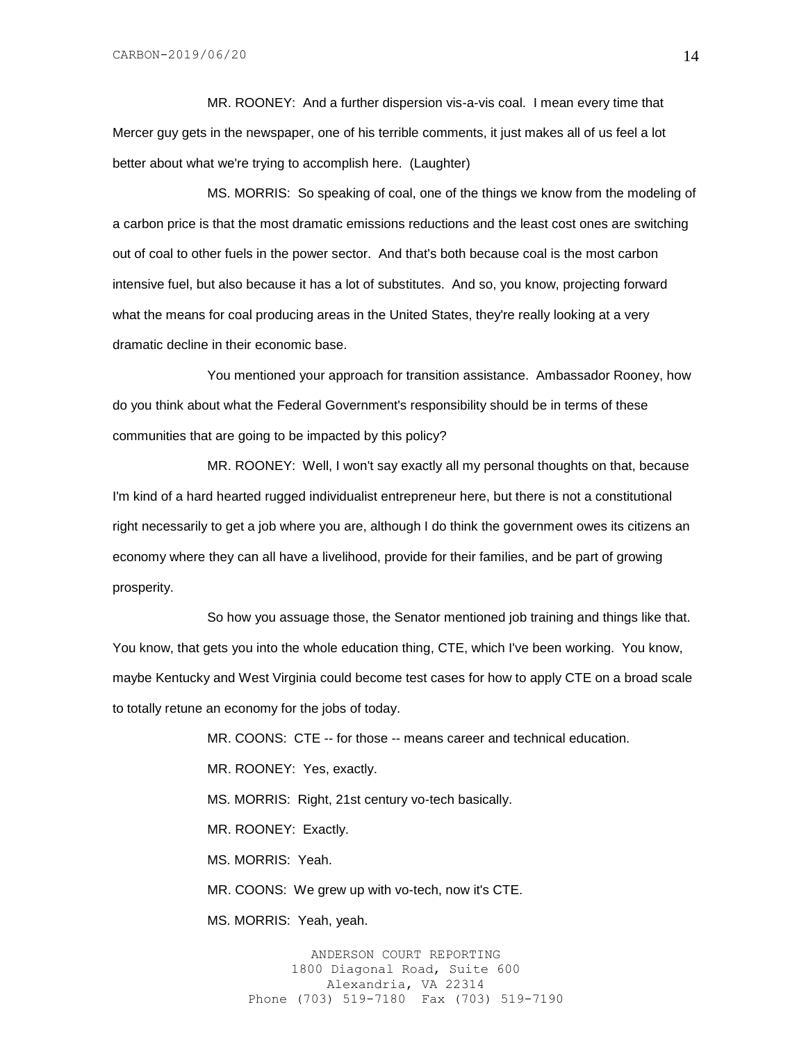MR. ROONEY: And a further dispersion vis-a-vis coal. I mean every time that Mercer guy gets in the newspaper, one of his terrible comments, it just makes all of us feel a lot better about what we're trying to accomplish here. (Laughter)

MS. MORRIS: So speaking of coal, one of the things we know from the modeling of a carbon price is that the most dramatic emissions reductions and the least cost ones are switching out of coal to other fuels in the power sector. And that's both because coal is the most carbon intensive fuel, but also because it has a lot of substitutes. And so, you know, projecting forward what the means for coal producing areas in the United States, they're really looking at a very dramatic decline in their economic base.

You mentioned your approach for transition assistance. Ambassador Rooney, how do you think about what the Federal Government's responsibility should be in terms of these communities that are going to be impacted by this policy?

MR. ROONEY: Well, I won't say exactly all my personal thoughts on that, because I'm kind of a hard hearted rugged individualist entrepreneur here, but there is not a constitutional right necessarily to get a job where you are, although I do think the government owes its citizens an economy where they can all have a livelihood, provide for their families, and be part of growing prosperity.

So how you assuage those, the Senator mentioned job training and things like that. You know, that gets you into the whole education thing, CTE, which I've been working. You know, maybe Kentucky and West Virginia could become test cases for how to apply CTE on a broad scale to totally retune an economy for the jobs of today.

MR. COONS: CTE -- for those -- means career and technical education.

MR. ROONEY: Yes, exactly.

MS. MORRIS: Right, 21st century vo-tech basically.

MR. ROONEY: Exactly.

MS. MORRIS: Yeah.

MR. COONS: We grew up with vo-tech, now it's CTE.

MS. MORRIS: Yeah, yeah.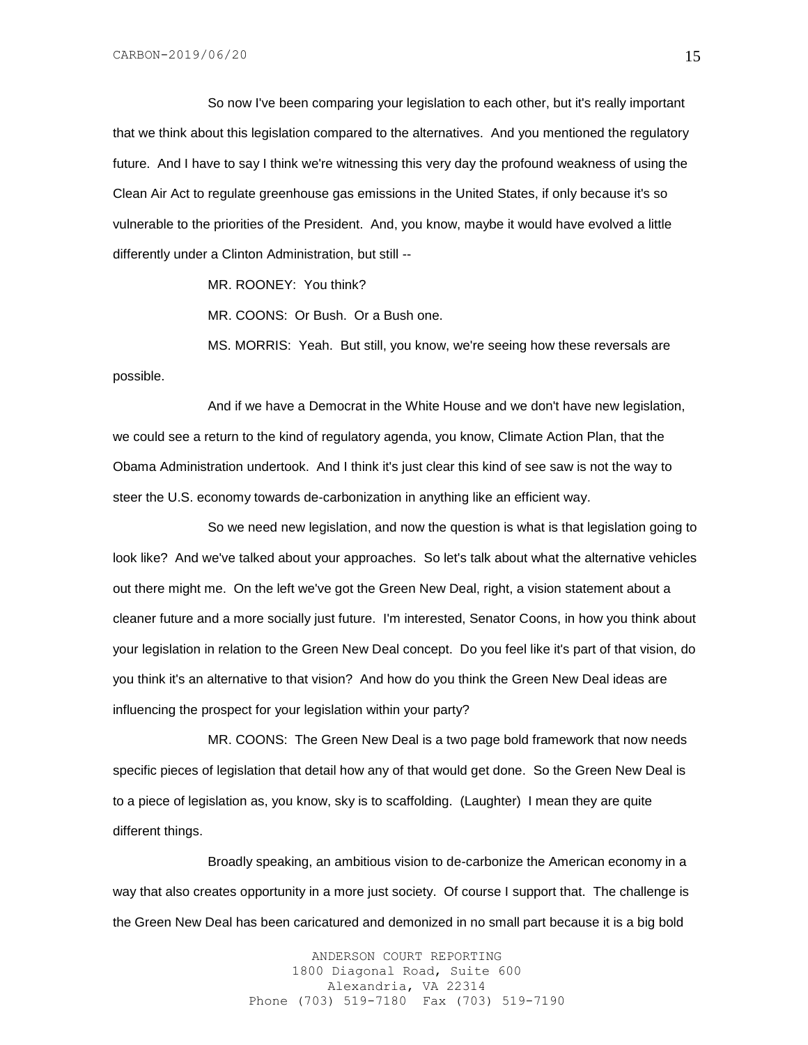So now I've been comparing your legislation to each other, but it's really important that we think about this legislation compared to the alternatives. And you mentioned the regulatory future. And I have to say I think we're witnessing this very day the profound weakness of using the Clean Air Act to regulate greenhouse gas emissions in the United States, if only because it's so vulnerable to the priorities of the President. And, you know, maybe it would have evolved a little differently under a Clinton Administration, but still --

MR. ROONEY: You think?

MR. COONS: Or Bush. Or a Bush one.

MS. MORRIS: Yeah. But still, you know, we're seeing how these reversals are possible.

And if we have a Democrat in the White House and we don't have new legislation, we could see a return to the kind of regulatory agenda, you know, Climate Action Plan, that the Obama Administration undertook. And I think it's just clear this kind of see saw is not the way to steer the U.S. economy towards de-carbonization in anything like an efficient way.

So we need new legislation, and now the question is what is that legislation going to look like? And we've talked about your approaches. So let's talk about what the alternative vehicles out there might me. On the left we've got the Green New Deal, right, a vision statement about a cleaner future and a more socially just future. I'm interested, Senator Coons, in how you think about your legislation in relation to the Green New Deal concept. Do you feel like it's part of that vision, do you think it's an alternative to that vision? And how do you think the Green New Deal ideas are influencing the prospect for your legislation within your party?

MR. COONS: The Green New Deal is a two page bold framework that now needs specific pieces of legislation that detail how any of that would get done. So the Green New Deal is to a piece of legislation as, you know, sky is to scaffolding. (Laughter) I mean they are quite different things.

Broadly speaking, an ambitious vision to de-carbonize the American economy in a way that also creates opportunity in a more just society. Of course I support that. The challenge is the Green New Deal has been caricatured and demonized in no small part because it is a big bold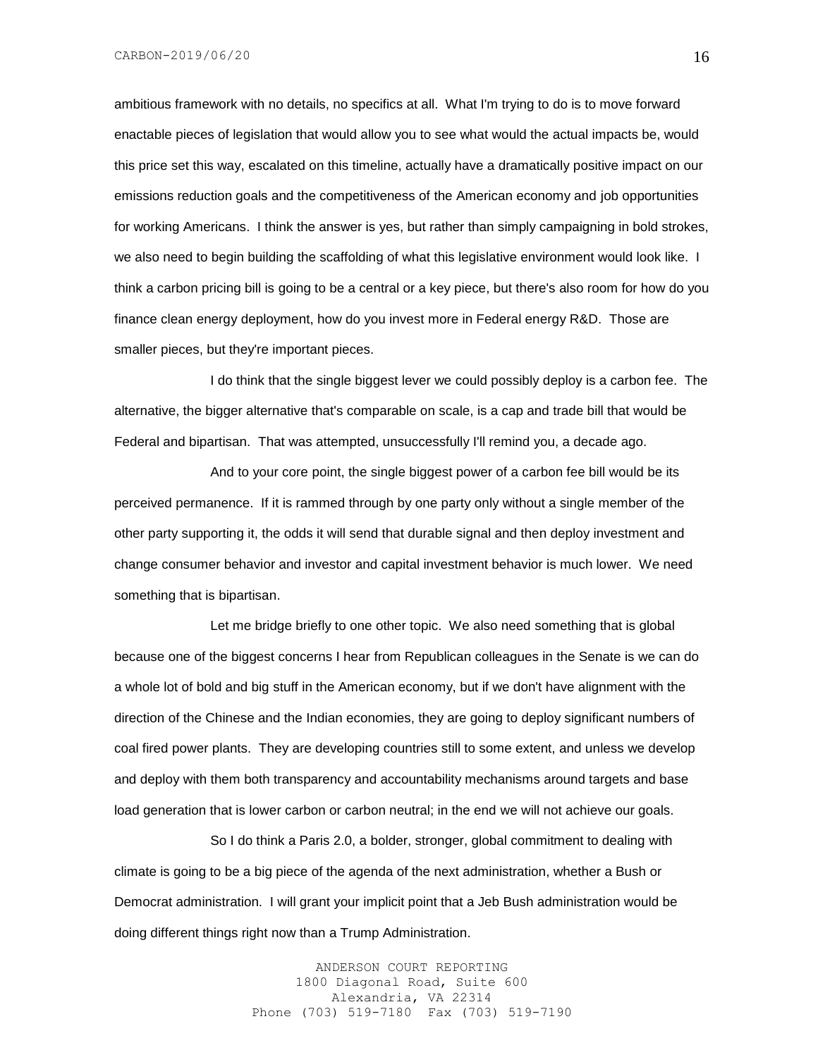ambitious framework with no details, no specifics at all. What I'm trying to do is to move forward enactable pieces of legislation that would allow you to see what would the actual impacts be, would this price set this way, escalated on this timeline, actually have a dramatically positive impact on our emissions reduction goals and the competitiveness of the American economy and job opportunities for working Americans. I think the answer is yes, but rather than simply campaigning in bold strokes, we also need to begin building the scaffolding of what this legislative environment would look like. I think a carbon pricing bill is going to be a central or a key piece, but there's also room for how do you finance clean energy deployment, how do you invest more in Federal energy R&D. Those are smaller pieces, but they're important pieces.

I do think that the single biggest lever we could possibly deploy is a carbon fee. The alternative, the bigger alternative that's comparable on scale, is a cap and trade bill that would be Federal and bipartisan. That was attempted, unsuccessfully I'll remind you, a decade ago.

And to your core point, the single biggest power of a carbon fee bill would be its perceived permanence. If it is rammed through by one party only without a single member of the other party supporting it, the odds it will send that durable signal and then deploy investment and change consumer behavior and investor and capital investment behavior is much lower. We need something that is bipartisan.

Let me bridge briefly to one other topic. We also need something that is global because one of the biggest concerns I hear from Republican colleagues in the Senate is we can do a whole lot of bold and big stuff in the American economy, but if we don't have alignment with the direction of the Chinese and the Indian economies, they are going to deploy significant numbers of coal fired power plants. They are developing countries still to some extent, and unless we develop and deploy with them both transparency and accountability mechanisms around targets and base load generation that is lower carbon or carbon neutral; in the end we will not achieve our goals.

So I do think a Paris 2.0, a bolder, stronger, global commitment to dealing with climate is going to be a big piece of the agenda of the next administration, whether a Bush or Democrat administration. I will grant your implicit point that a Jeb Bush administration would be doing different things right now than a Trump Administration.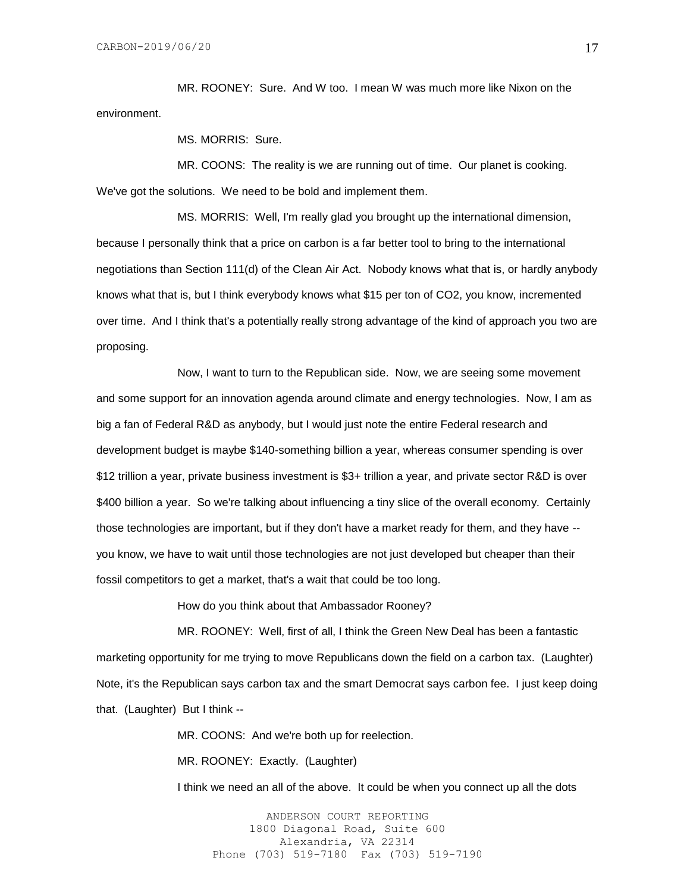MR. ROONEY: Sure. And W too. I mean W was much more like Nixon on the environment.

MS. MORRIS: Sure.

MR. COONS: The reality is we are running out of time. Our planet is cooking. We've got the solutions. We need to be bold and implement them.

MS. MORRIS: Well, I'm really glad you brought up the international dimension, because I personally think that a price on carbon is a far better tool to bring to the international negotiations than Section 111(d) of the Clean Air Act. Nobody knows what that is, or hardly anybody knows what that is, but I think everybody knows what $15 per ton of $CO_2$, you know, incremented over time. And I think that's a potentially really strong advantage of the kind of approach you two are proposing.

Now, I want to turn to the Republican side. Now, we are seeing some movement and some support for an innovation agenda around climate and energy technologies. Now, I am as big a fan of Federal R&D as anybody, but I would just note the entire Federal research and development budget is maybe $140-something billion a year, whereas consumer spending is over $12 trillion a year, private business investment is $3+ trillion a year, and private sector R&D is over $400 billion a year. So we're talking about influencing a tiny slice of the overall economy. Certainly those technologies are important, but if they don't have a market ready for them, and they have -- you know, we have to wait until those technologies are not just developed but cheaper than their fossil competitors to get a market, that's a wait that could be too long.

How do you think about that Ambassador Rooney?

MR. ROONEY: Well, first of all, I think the Green New Deal has been a fantastic marketing opportunity for me trying to move Republicans down the field on a carbon tax. (Laughter) Note, it's the Republican says carbon tax and the smart Democrat says carbon fee. I just keep doing that. (Laughter) But I think --

MR. COONS: And we're both up for reelection.

MR. ROONEY: Exactly. (Laughter)

I think we need an all of the above. It could be when you connect up all the dots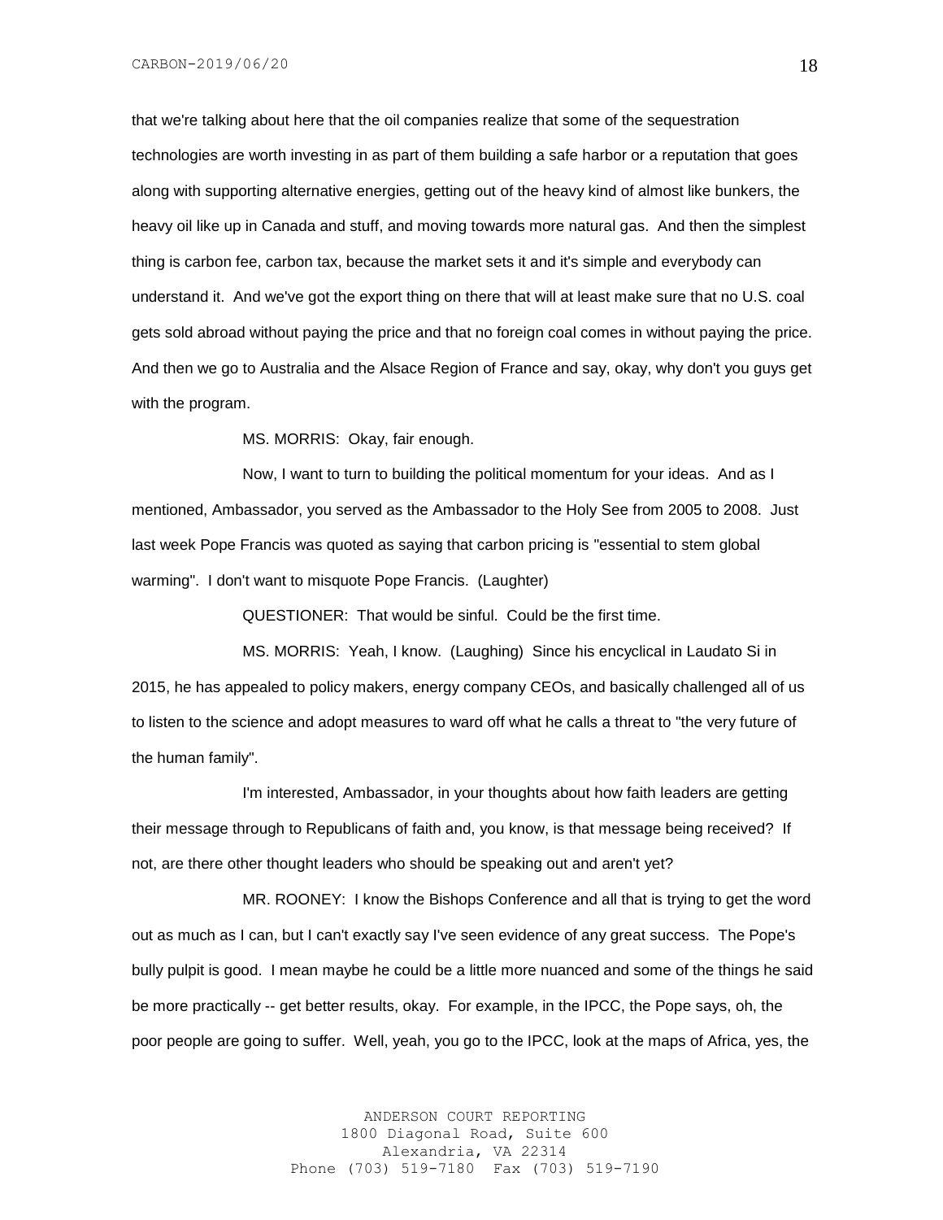that we're talking about here that the oil companies realize that some of the sequestration technologies are worth investing in as part of them building a safe harbor or a reputation that goes along with supporting alternative energies, getting out of the heavy kind of almost like bunkers, the heavy oil like up in Canada and stuff, and moving towards more natural gas. And then the simplest thing is carbon fee, carbon tax, because the market sets it and it's simple and everybody can understand it. And we've got the export thing on there that will at least make sure that no U.S. coal gets sold abroad without paying the price and that no foreign coal comes in without paying the price. And then we go to Australia and the Alsace Region of France and say, okay, why don't you guys get with the program.

MS. MORRIS: Okay, fair enough.

Now, I want to turn to building the political momentum for your ideas. And as I mentioned, Ambassador, you served as the Ambassador to the Holy See from 2005 to 2008. Just last week Pope Francis was quoted as saying that carbon pricing is "essential to stem global warming". I don't want to misquote Pope Francis. (Laughter)

QUESTIONER: That would be sinful. Could be the first time.

MS. MORRIS: Yeah, I know. (Laughing) Since his encyclical in Laudato Si in 2015, he has appealed to policy makers, energy company CEOs, and basically challenged all of us to listen to the science and adopt measures to ward off what he calls a threat to "the very future of the human family".

I'm interested, Ambassador, in your thoughts about how faith leaders are getting their message through to Republicans of faith and, you know, is that message being received? If not, are there other thought leaders who should be speaking out and aren't yet?

MR. ROONEY: I know the Bishops Conference and all that is trying to get the word out as much as I can, but I can't exactly say I've seen evidence of any great success. The Pope's bully pulpit is good. I mean maybe he could be a little more nuanced and some of the things he said be more practically -- get better results, okay. For example, in the IPCC, the Pope says, oh, the poor people are going to suffer. Well, yeah, you go to the IPCC, look at the maps of Africa, yes, the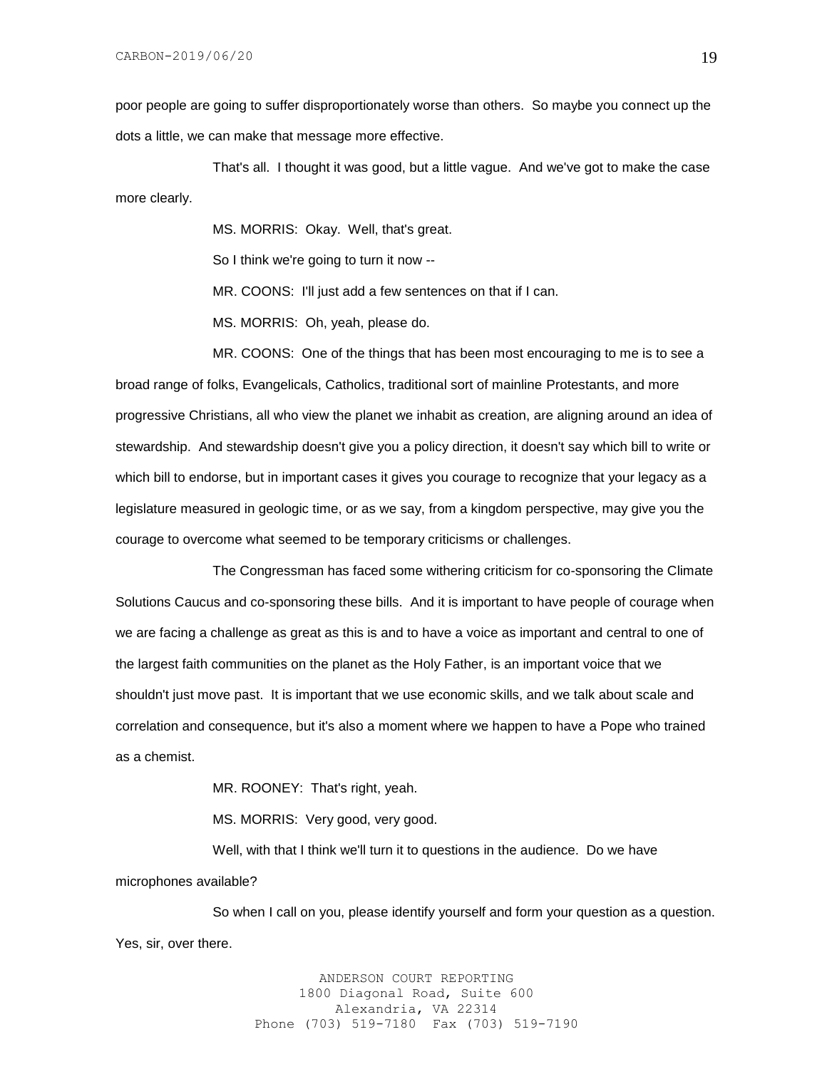poor people are going to suffer disproportionately worse than others. So maybe you connect up the dots a little, we can make that message more effective.

That's all. I thought it was good, but a little vague. And we've got to make the case more clearly.

MS. MORRIS: Okay. Well, that's great.

So I think we're going to turn it now --

MR. COONS: I'll just add a few sentences on that if I can.

MS. MORRIS: Oh, yeah, please do.

MR. COONS: One of the things that has been most encouraging to me is to see a broad range of folks, Evangelicals, Catholics, traditional sort of mainline Protestants, and more progressive Christians, all who view the planet we inhabit as creation, are aligning around an idea of stewardship. And stewardship doesn't give you a policy direction, it doesn't say which bill to write or which bill to endorse, but in important cases it gives you courage to recognize that your legacy as a legislature measured in geologic time, or as we say, from a kingdom perspective, may give you the courage to overcome what seemed to be temporary criticisms or challenges.

The Congressman has faced some withering criticism for co-sponsoring the Climate Solutions Caucus and co-sponsoring these bills. And it is important to have people of courage when we are facing a challenge as great as this is and to have a voice as important and central to one of the largest faith communities on the planet as the Holy Father, is an important voice that we shouldn't just move past. It is important that we use economic skills, and we talk about scale and correlation and consequence, but it's also a moment where we happen to have a Pope who trained as a chemist.

MR. ROONEY: That's right, yeah.

MS. MORRIS: Very good, very good.

Well, with that I think we'll turn it to questions in the audience. Do we have microphones available?

So when I call on you, please identify yourself and form your question as a question. Yes, sir, over there.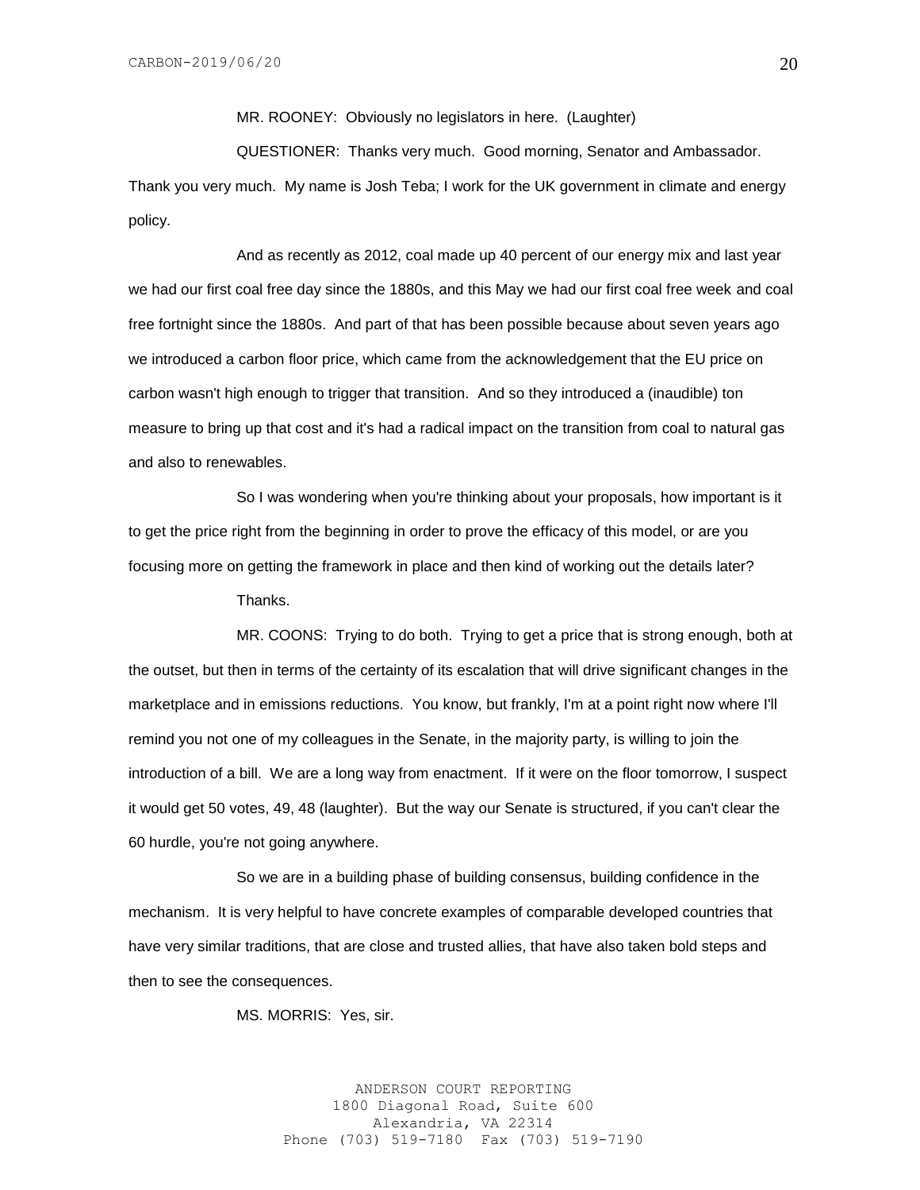MR. ROONEY: Obviously no legislators in here. (Laughter)

QUESTIONER: Thanks very much. Good morning, Senator and Ambassador. Thank you very much. My name is Josh Teba; I work for the UK government in climate and energy policy.

And as recently as 2012, coal made up 40 percent of our energy mix and last year we had our first coal free day since the 1880s, and this May we had our first coal free week and coal free fortnight since the 1880s. And part of that has been possible because about seven years ago we introduced a carbon floor price, which came from the acknowledgement that the EU price on carbon wasn't high enough to trigger that transition. And so they introduced a (inaudible) ton measure to bring up that cost and it's had a radical impact on the transition from coal to natural gas and also to renewables.

So I was wondering when you're thinking about your proposals, how important is it to get the price right from the beginning in order to prove the efficacy of this model, or are you focusing more on getting the framework in place and then kind of working out the details later?

Thanks.

MR. COONS: Trying to do both. Trying to get a price that is strong enough, both at the outset, but then in terms of the certainty of its escalation that will drive significant changes in the marketplace and in emissions reductions. You know, but frankly, I'm at a point right now where I'll remind you not one of my colleagues in the Senate, in the majority party, is willing to join the introduction of a bill. We are a long way from enactment. If it were on the floor tomorrow, I suspect it would get 50 votes, 49, 48 (laughter). But the way our Senate is structured, if you can't clear the 60 hurdle, you're not going anywhere.

So we are in a building phase of building consensus, building confidence in the mechanism. It is very helpful to have concrete examples of comparable developed countries that have very similar traditions, that are close and trusted allies, that have also taken bold steps and then to see the consequences.

MS. MORRIS: Yes, sir.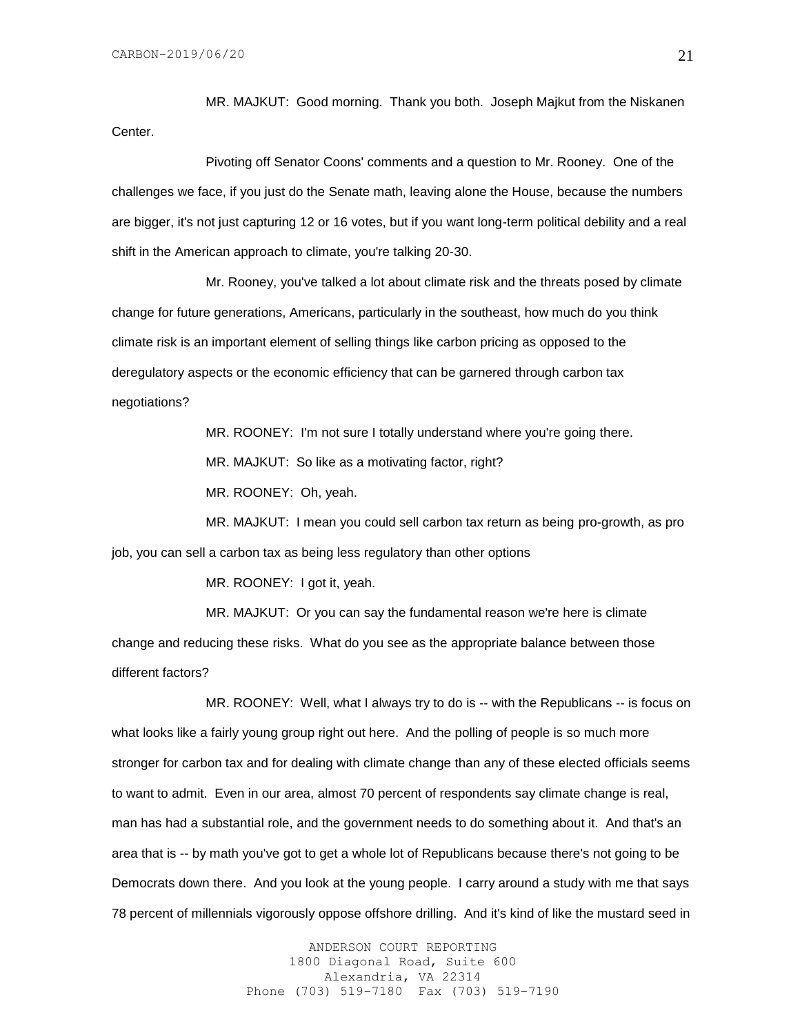MR. MAJKUT: Good morning. Thank you both. Joseph Majkut from the Niskanen Center.

Pivoting off Senator Coons' comments and a question to Mr. Rooney. One of the challenges we face, if you just do the Senate math, leaving alone the House, because the numbers are bigger, it's not just capturing 12 or 16 votes, but if you want long-term political debility and a real shift in the American approach to climate, you're talking 20-30.

Mr. Rooney, you've talked a lot about climate risk and the threats posed by climate change for future generations, Americans, particularly in the southeast, how much do you think climate risk is an important element of selling things like carbon pricing as opposed to the deregulatory aspects or the economic efficiency that can be garnered through carbon tax negotiations?

MR. ROONEY: I'm not sure I totally understand where you're going there.

MR. MAJKUT: So like as a motivating factor, right?

MR. ROONEY: Oh, yeah.

MR. MAJKUT: I mean you could sell carbon tax return as being pro-growth, as pro job, you can sell a carbon tax as being less regulatory than other options

MR. ROONEY: I got it, yeah.

MR. MAJKUT: Or you can say the fundamental reason we're here is climate change and reducing these risks. What do you see as the appropriate balance between those different factors?

MR. ROONEY: Well, what I always try to do is -- with the Republicans -- is focus on what looks like a fairly young group right out here. And the polling of people is so much more stronger for carbon tax and for dealing with climate change than any of these elected officials seems to want to admit. Even in our area, almost 70 percent of respondents say climate change is real, man has had a substantial role, and the government needs to do something about it. And that's an area that is -- by math you've got to get a whole lot of Republicans because there's not going to be Democrats down there. And you look at the young people. I carry around a study with me that says 78 percent of millennials vigorously oppose offshore drilling. And it's kind of like the mustard seed in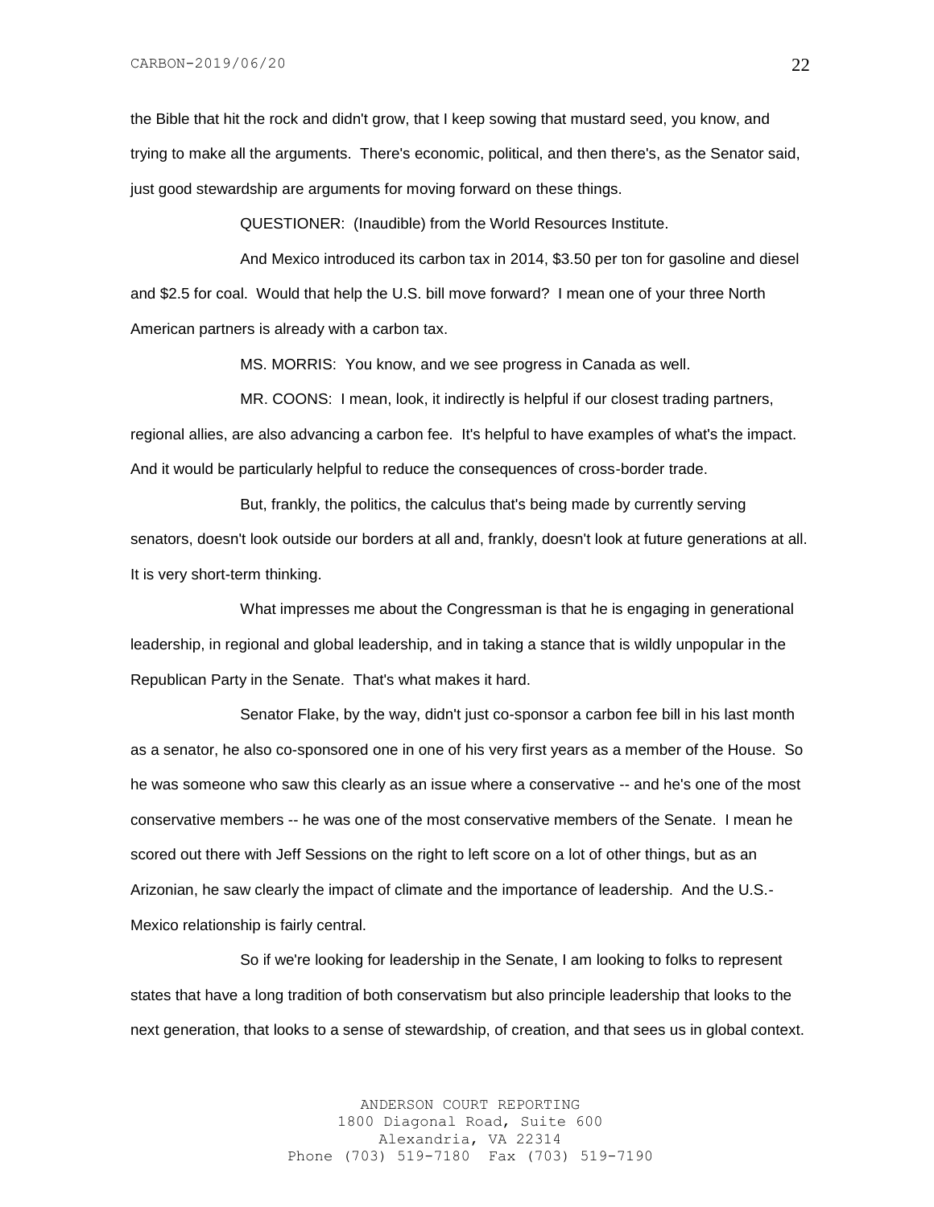the Bible that hit the rock and didn't grow, that I keep sowing that mustard seed, you know, and trying to make all the arguments. There's economic, political, and then there's, as the Senator said, just good stewardship are arguments for moving forward on these things.

QUESTIONER: (Inaudible) from the World Resources Institute.

And Mexico introduced its carbon tax in 2014, $3.50 per ton for gasoline and diesel and $2.5 for coal. Would that help the U.S. bill move forward? I mean one of your three North American partners is already with a carbon tax.

MS. MORRIS: You know, and we see progress in Canada as well.

MR. COONS: I mean, look, it indirectly is helpful if our closest trading partners, regional allies, are also advancing a carbon fee. It's helpful to have examples of what's the impact. And it would be particularly helpful to reduce the consequences of cross-border trade.

But, frankly, the politics, the calculus that's being made by currently serving senators, doesn't look outside our borders at all and, frankly, doesn't look at future generations at all. It is very short-term thinking.

What impresses me about the Congressman is that he is engaging in generational leadership, in regional and global leadership, and in taking a stance that is wildly unpopular in the Republican Party in the Senate. That's what makes it hard.

Senator Flake, by the way, didn't just co-sponsor a carbon fee bill in his last month as a senator, he also co-sponsored one in one of his very first years as a member of the House. So he was someone who saw this clearly as an issue where a conservative -- and he's one of the most conservative members -- he was one of the most conservative members of the Senate. I mean he scored out there with Jeff Sessions on the right to left score on a lot of other things, but as an Arizonian, he saw clearly the impact of climate and the importance of leadership. And the U.S.-Mexico relationship is fairly central.

So if we're looking for leadership in the Senate, I am looking to folks to represent states that have a long tradition of both conservatism but also principle leadership that looks to the next generation, that looks to a sense of stewardship, of creation, and that sees us in global context.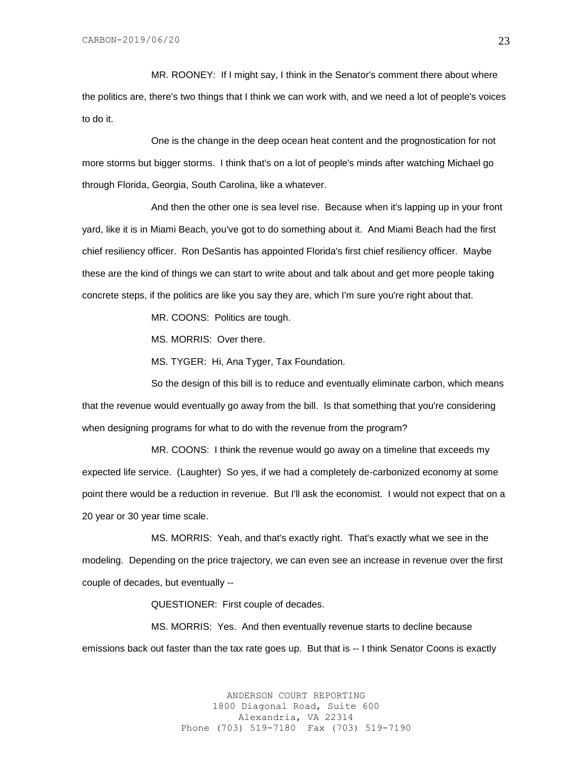MR. ROONEY: If I might say, I think in the Senator's comment there about where the politics are, there's two things that I think we can work with, and we need a lot of people's voices to do it.

One is the change in the deep ocean heat content and the prognostication for not more storms but bigger storms. I think that's on a lot of people's minds after watching Michael go through Florida, Georgia, South Carolina, like a whatever.

And then the other one is sea level rise. Because when it's lapping up in your front yard, like it is in Miami Beach, you've got to do something about it. And Miami Beach had the first chief resiliency officer. Ron DeSantis has appointed Florida's first chief resiliency officer. Maybe these are the kind of things we can start to write about and talk about and get more people taking concrete steps, if the politics are like you say they are, which I'm sure you're right about that.

MR. COONS: Politics are tough.

MS. MORRIS: Over there.

MS. TYGER: Hi, Ana Tyger, Tax Foundation.

So the design of this bill is to reduce and eventually eliminate carbon, which means that the revenue would eventually go away from the bill. Is that something that you're considering when designing programs for what to do with the revenue from the program?

MR. COONS: I think the revenue would go away on a timeline that exceeds my expected life service. (Laughter) So yes, if we had a completely de-carbonized economy at some point there would be a reduction in revenue. But I'll ask the economist. I would not expect that on a 20 year or 30 year time scale.

MS. MORRIS: Yeah, and that's exactly right. That's exactly what we see in the modeling. Depending on the price trajectory, we can even see an increase in revenue over the first couple of decades, but eventually --

QUESTIONER: First couple of decades.

MS. MORRIS: Yes. And then eventually revenue starts to decline because emissions back out faster than the tax rate goes up. But that is -- I think Senator Coons is exactly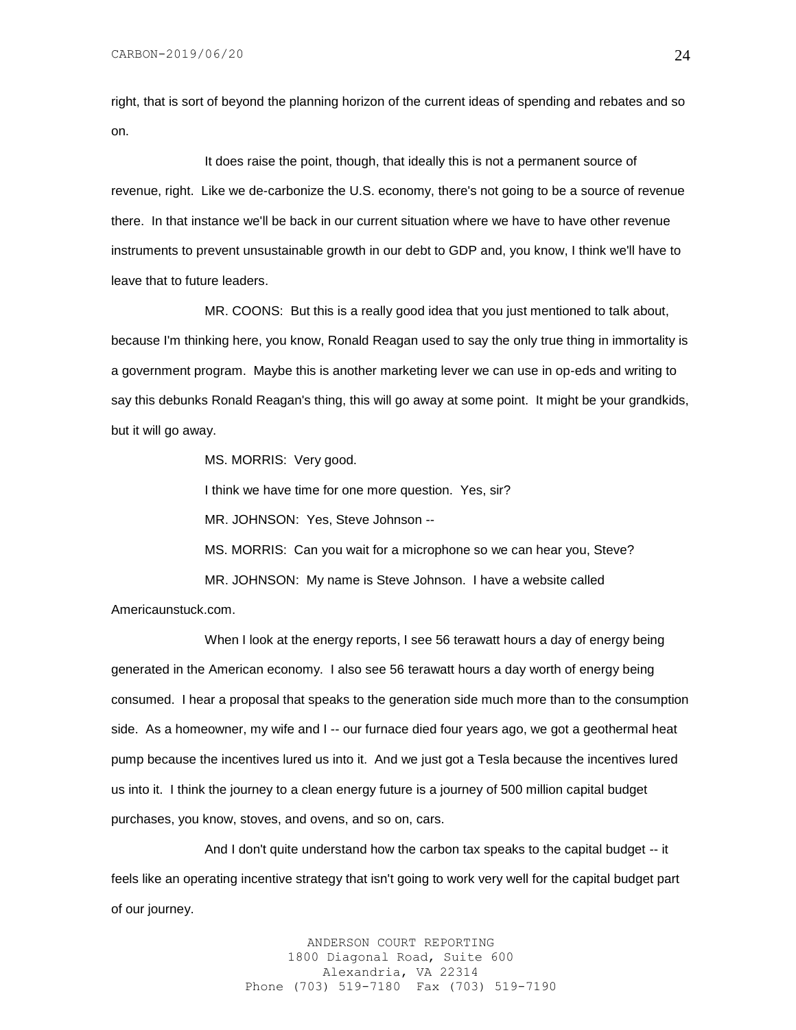right, that is sort of beyond the planning horizon of the current ideas of spending and rebates and so on.

It does raise the point, though, that ideally this is not a permanent source of revenue, right. Like we de-carbonize the U.S. economy, there's not going to be a source of revenue there. In that instance we'll be back in our current situation where we have to have other revenue instruments to prevent unsustainable growth in our debt to GDP and, you know, I think we'll have to leave that to future leaders.

MR. COONS: But this is a really good idea that you just mentioned to talk about, because I'm thinking here, you know, Ronald Reagan used to say the only true thing in immortality is a government program. Maybe this is another marketing lever we can use in op-eds and writing to say this debunks Ronald Reagan's thing, this will go away at some point. It might be your grandkids, but it will go away.

MS. MORRIS: Very good.

I think we have time for one more question. Yes, sir?

MR. JOHNSON: Yes, Steve Johnson --

MS. MORRIS: Can you wait for a microphone so we can hear you, Steve?

MR. JOHNSON: My name is Steve Johnson. I have a website called Americaunstuck.com.

When I look at the energy reports, I see 56 terawatt hours a day of energy being generated in the American economy. I also see 56 terawatt hours a day worth of energy being consumed. I hear a proposal that speaks to the generation side much more than to the consumption side. As a homeowner, my wife and I -- our furnace died four years ago, we got a geothermal heat pump because the incentives lured us into it. And we just got a Tesla because the incentives lured us into it. I think the journey to a clean energy future is a journey of 500 million capital budget purchases, you know, stoves, and ovens, and so on, cars.

And I don't quite understand how the carbon tax speaks to the capital budget -- it feels like an operating incentive strategy that isn't going to work very well for the capital budget part of our journey.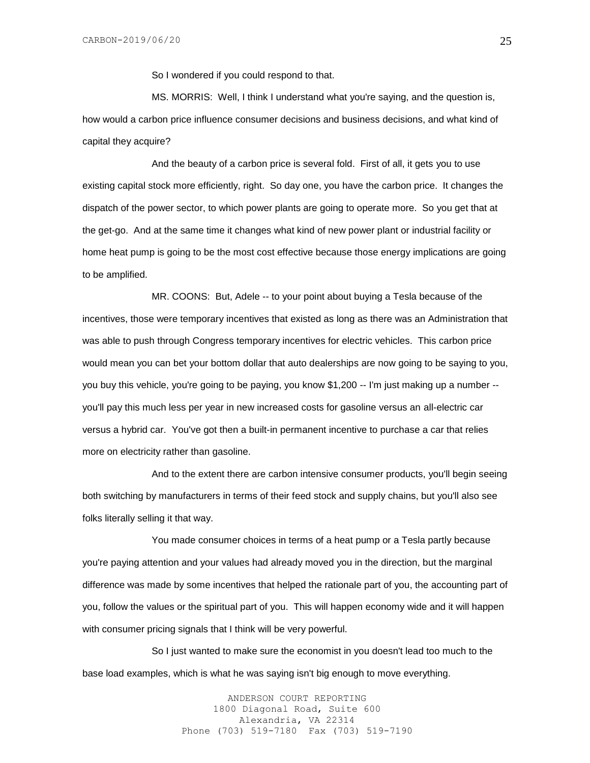So I wondered if you could respond to that.

MS. MORRIS: Well, I think I understand what you're saying, and the question is, how would a carbon price influence consumer decisions and business decisions, and what kind of capital they acquire?

And the beauty of a carbon price is several fold. First of all, it gets you to use existing capital stock more efficiently, right. So day one, you have the carbon price. It changes the dispatch of the power sector, to which power plants are going to operate more. So you get that at the get-go. And at the same time it changes what kind of new power plant or industrial facility or home heat pump is going to be the most cost effective because those energy implications are going to be amplified.

MR. COONS: But, Adele -- to your point about buying a Tesla because of the incentives, those were temporary incentives that existed as long as there was an Administration that was able to push through Congress temporary incentives for electric vehicles. This carbon price would mean you can bet your bottom dollar that auto dealerships are now going to be saying to you, you buy this vehicle, you're going to be paying, you know $1,200 -- I'm just making up a number -- you'll pay this much less per year in new increased costs for gasoline versus an all-electric car versus a hybrid car. You've got then a built-in permanent incentive to purchase a car that relies more on electricity rather than gasoline.

And to the extent there are carbon intensive consumer products, you'll begin seeing both switching by manufacturers in terms of their feed stock and supply chains, but you'll also see folks literally selling it that way.

You made consumer choices in terms of a heat pump or a Tesla partly because you're paying attention and your values had already moved you in the direction, but the marginal difference was made by some incentives that helped the rationale part of you, the accounting part of you, follow the values or the spiritual part of you. This will happen economy wide and it will happen with consumer pricing signals that I think will be very powerful.

So I just wanted to make sure the economist in you doesn't lead too much to the base load examples, which is what he was saying isn't big enough to move everything.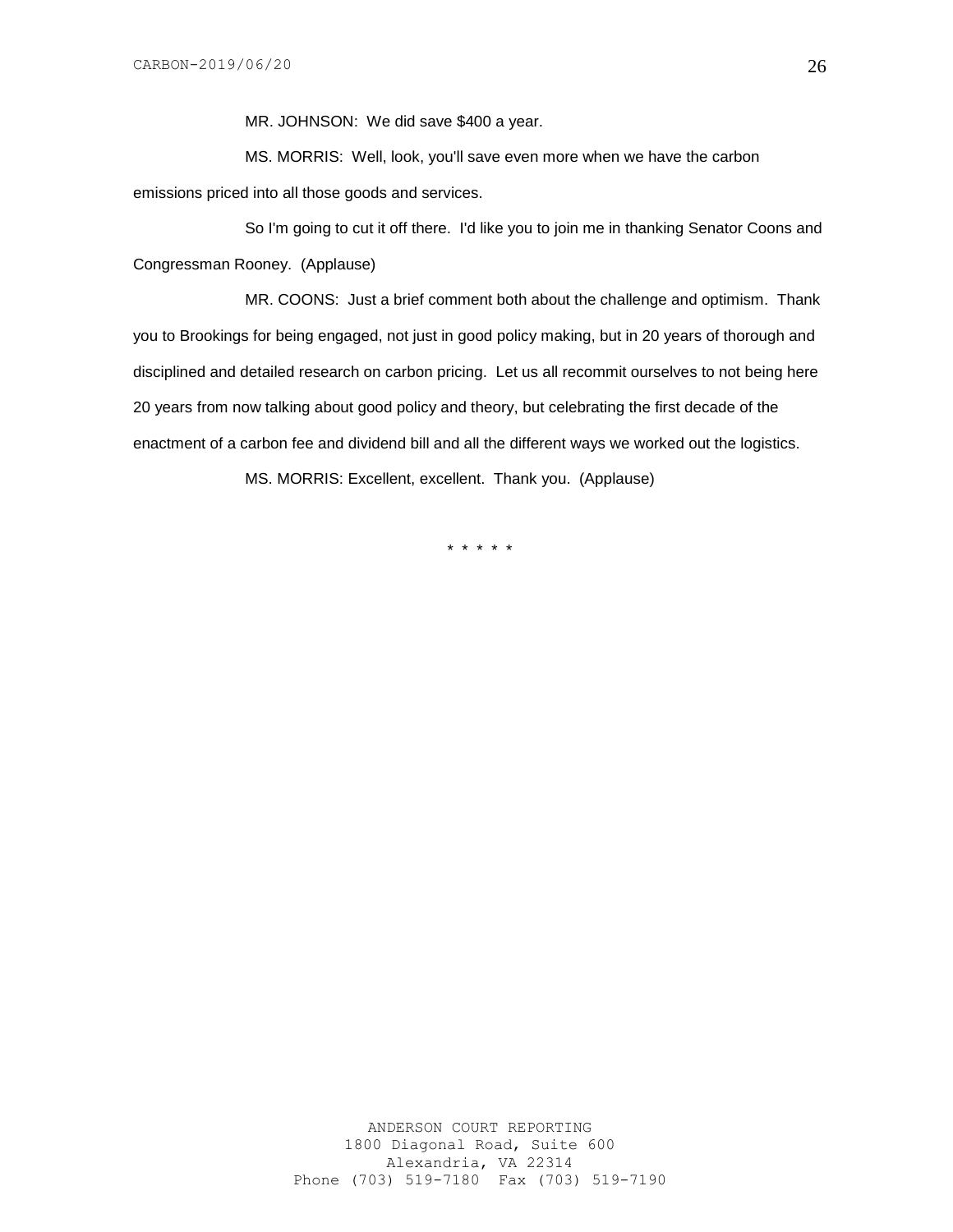MR. JOHNSON: We did save $400 a year.

MS. MORRIS: Well, look, you'll save even more when we have the carbon emissions priced into all those goods and services.

So I'm going to cut it off there. I'd like you to join me in thanking Senator Coons and Congressman Rooney. (Applause)

MR. COONS: Just a brief comment both about the challenge and optimism. Thank you to Brookings for being engaged, not just in good policy making, but in 20 years of thorough and disciplined and detailed research on carbon pricing. Let us all recommit ourselves to not being here 20 years from now talking about good policy and theory, but celebrating the first decade of the enactment of a carbon fee and dividend bill and all the different ways we worked out the logistics.

MS. MORRIS: Excellent, excellent. Thank you. (Applause)

\* \* \* \* \*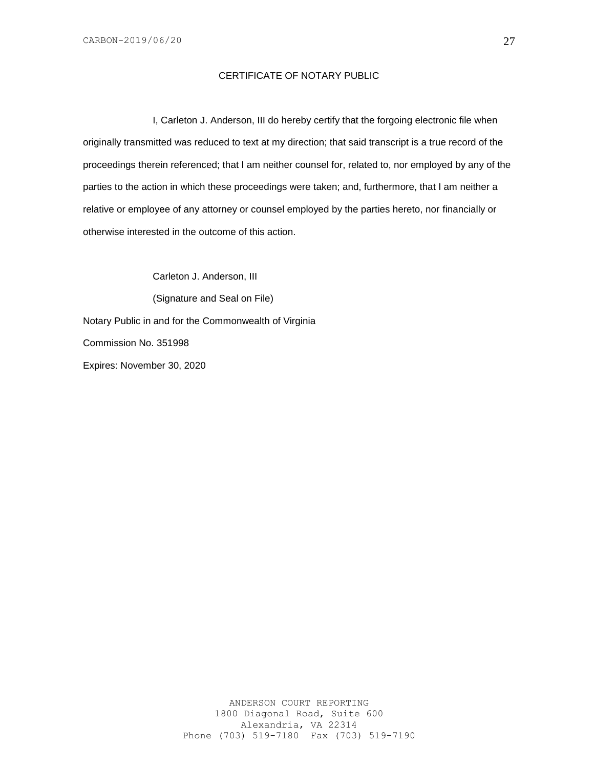# CERTIFICATE OF NOTARY PUBLIC

I, Carleton J. Anderson, III do hereby certify that the forgoing electronic file when originally transmitted was reduced to text at my direction; that said transcript is a true record of the proceedings therein referenced; that I am neither counsel for, related to, nor employed by any of the parties to the action in which these proceedings were taken; and, furthermore, that I am neither a relative or employee of any attorney or counsel employed by the parties hereto, nor financially or otherwise interested in the outcome of this action.

Carleton J. Anderson, III

(Signature and Seal on File)

Notary Public in and for the Commonwealth of Virginia

Commission No. 351998

Expires: November 30, 2020